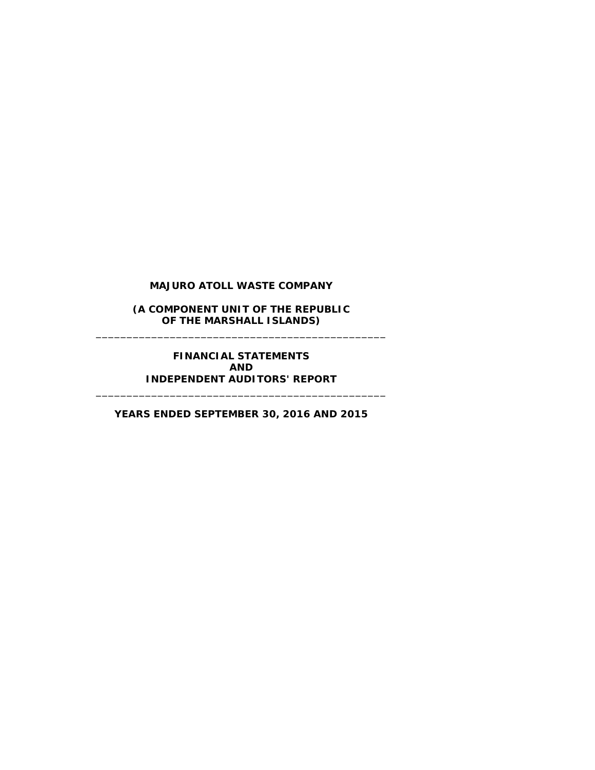# MAJURO ATOLL WASTE COMPANY

**(A COMPONENT UNIT OF THE REPUBLIC OF THE MARSHALL ISLANDS)**

---

**FINANCIAL STATEMENTS AND INDEPENDENT AUDITORS' REPORT**

---

**YEARS ENDED SEPTEMBER 30, 2016 AND 2015**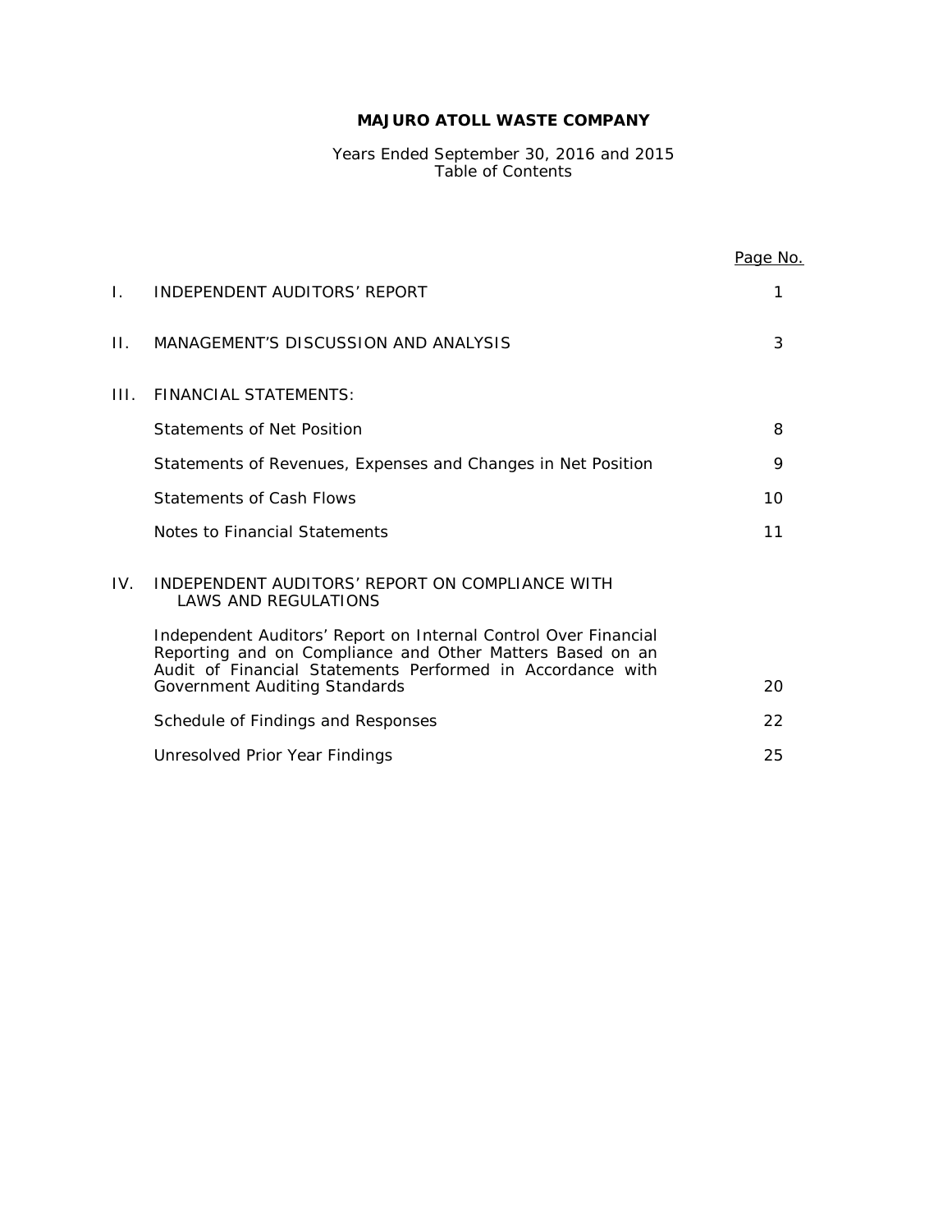# MAJURO ATOLL WASTE COMPANY

Years Ended September 30, 2016 and 2015
Table of Contents

| | | Page No. |
|---|---|---|
| I. | INDEPENDENT AUDITORS' REPORT | 1 |
| II. | MANAGEMENT'S DISCUSSION AND ANALYSIS | 3 |
| III. | FINANCIAL STATEMENTS: | |
| | Statements of Net Position | 8 |
| | Statements of Revenues, Expenses and Changes in Net Position | 9 |
| | Statements of Cash Flows | 10 |
| | Notes to Financial Statements | 11 |
| IV. | INDEPENDENT AUDITORS' REPORT ON COMPLIANCE WITH LAWS AND REGULATIONS | |
| | Independent Auditors' Report on Internal Control Over Financial Reporting and on Compliance and Other Matters Based on an Audit of Financial Statements Performed in Accordance with Government Auditing Standards | 20 |
| | Schedule of Findings and Responses | 22 |
| | Unresolved Prior Year Findings | 25 |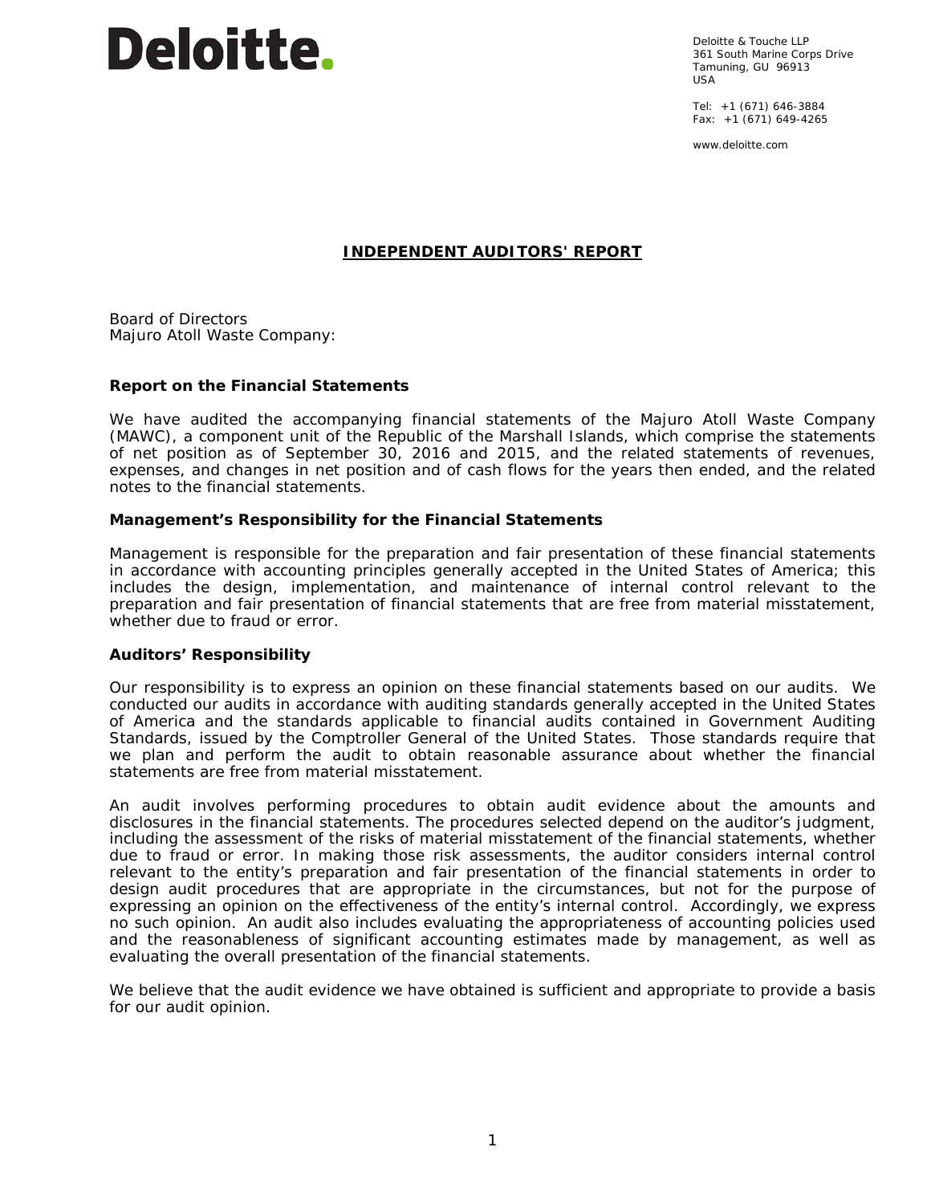Deloitte.

Deloitte & Touche LLP
361 South Marine Corps Drive
Tamuning, GU 96913
USA

Tel: +1 (671) 646-3884
Fax: +1 (671) 649-4265

www.deloitte.com

# INDEPENDENT AUDITORS' REPORT

Board of Directors
Majuro Atoll Waste Company:

### Report on the Financial Statements

We have audited the accompanying financial statements of the Majuro Atoll Waste Company (MAWC), a component unit of the Republic of the Marshall Islands, which comprise the statements of net position as of September 30, 2016 and 2015, and the related statements of revenues, expenses, and changes in net position and of cash flows for the years then ended, and the related notes to the financial statements.

### Management's Responsibility for the Financial Statements

Management is responsible for the preparation and fair presentation of these financial statements in accordance with accounting principles generally accepted in the United States of America; this includes the design, implementation, and maintenance of internal control relevant to the preparation and fair presentation of financial statements that are free from material misstatement, whether due to fraud or error.

### Auditors' Responsibility

Our responsibility is to express an opinion on these financial statements based on our audits. We conducted our audits in accordance with auditing standards generally accepted in the United States of America and the standards applicable to financial audits contained in Government Auditing Standards, issued by the Comptroller General of the United States. Those standards require that we plan and perform the audit to obtain reasonable assurance about whether the financial statements are free from material misstatement.

An audit involves performing procedures to obtain audit evidence about the amounts and disclosures in the financial statements. The procedures selected depend on the auditor's judgment, including the assessment of the risks of material misstatement of the financial statements, whether due to fraud or error. In making those risk assessments, the auditor considers internal control relevant to the entity's preparation and fair presentation of the financial statements in order to design audit procedures that are appropriate in the circumstances, but not for the purpose of expressing an opinion on the effectiveness of the entity's internal control. Accordingly, we express no such opinion. An audit also includes evaluating the appropriateness of accounting policies used and the reasonableness of significant accounting estimates made by management, as well as evaluating the overall presentation of the financial statements.

We believe that the audit evidence we have obtained is sufficient and appropriate to provide a basis for our audit opinion.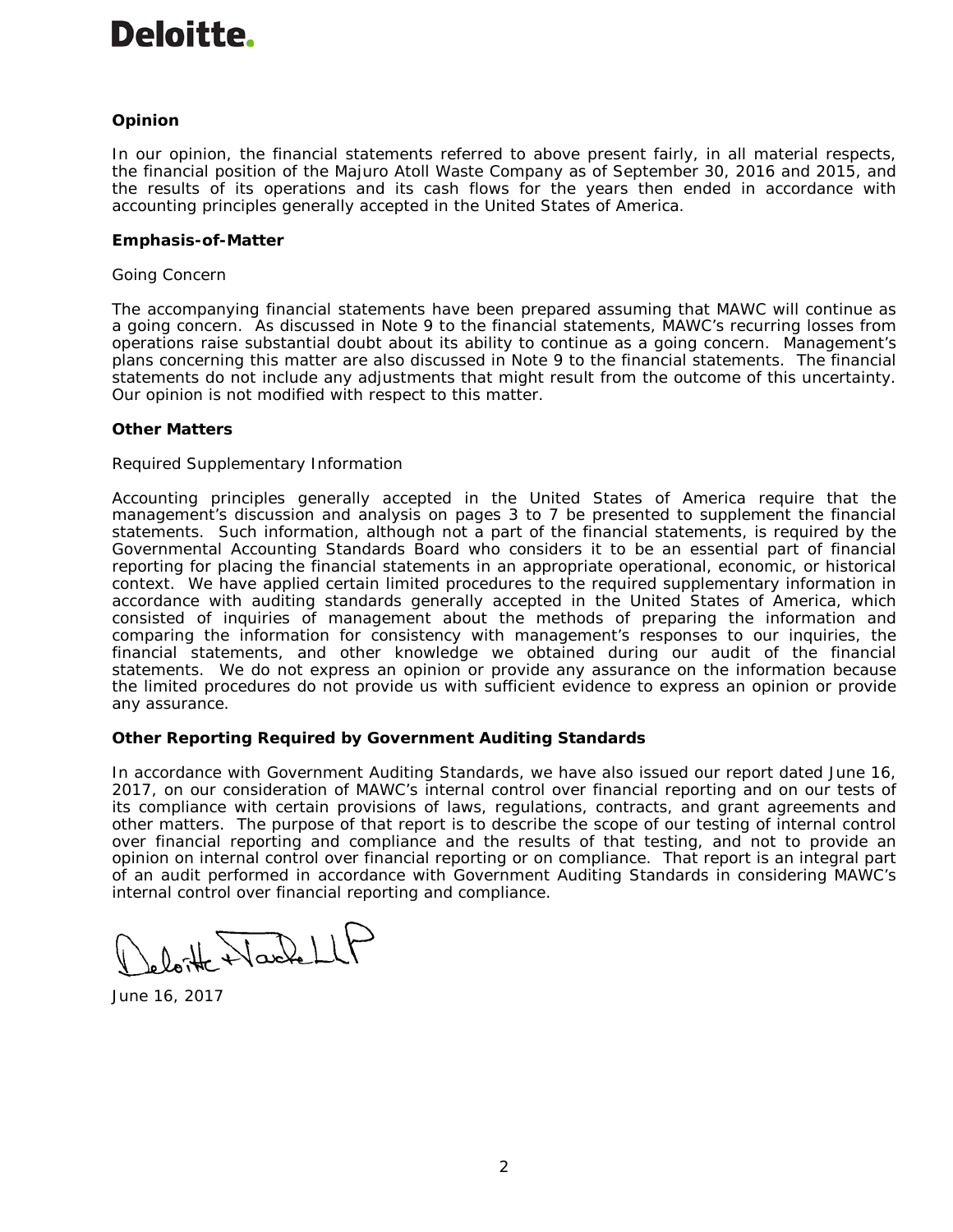**Deloitte.**

### Opinion

In our opinion, the financial statements referred to above present fairly, in all material respects, the financial position of the Majuro Atoll Waste Company as of September 30, 2016 and 2015, and the results of its operations and its cash flows for the years then ended in accordance with accounting principles generally accepted in the United States of America.

### Emphasis-of-Matter

Going Concern

The accompanying financial statements have been prepared assuming that MAWC will continue as a going concern. As discussed in Note 9 to the financial statements, MAWC's recurring losses from operations raise substantial doubt about its ability to continue as a going concern. Management's plans concerning this matter are also discussed in Note 9 to the financial statements. The financial statements do not include any adjustments that might result from the outcome of this uncertainty. Our opinion is not modified with respect to this matter.

### Other Matters

Required Supplementary Information

Accounting principles generally accepted in the United States of America require that the management's discussion and analysis on pages 3 to 7 be presented to supplement the financial statements. Such information, although not a part of the financial statements, is required by the Governmental Accounting Standards Board who considers it to be an essential part of financial reporting for placing the financial statements in an appropriate operational, economic, or historical context. We have applied certain limited procedures to the required supplementary information in accordance with auditing standards generally accepted in the United States of America, which consisted of inquiries of management about the methods of preparing the information and comparing the information for consistency with management's responses to our inquiries, the financial statements, and other knowledge we obtained during our audit of the financial statements. We do not express an opinion or provide any assurance on the information because the limited procedures do not provide us with sufficient evidence to express an opinion or provide any assurance.

### Other Reporting Required by Government Auditing Standards

In accordance with Government Auditing Standards, we have also issued our report dated June 16, 2017, on our consideration of MAWC's internal control over financial reporting and on our tests of its compliance with certain provisions of laws, regulations, contracts, and grant agreements and other matters. The purpose of that report is to describe the scope of our testing of internal control over financial reporting and compliance and the results of that testing, and not to provide an opinion on internal control over financial reporting or on compliance. That report is an integral part of an audit performed in accordance with Government Auditing Standards in considering MAWC's internal control over financial reporting and compliance.

Deloitte & Touche LLP

June 16, 2017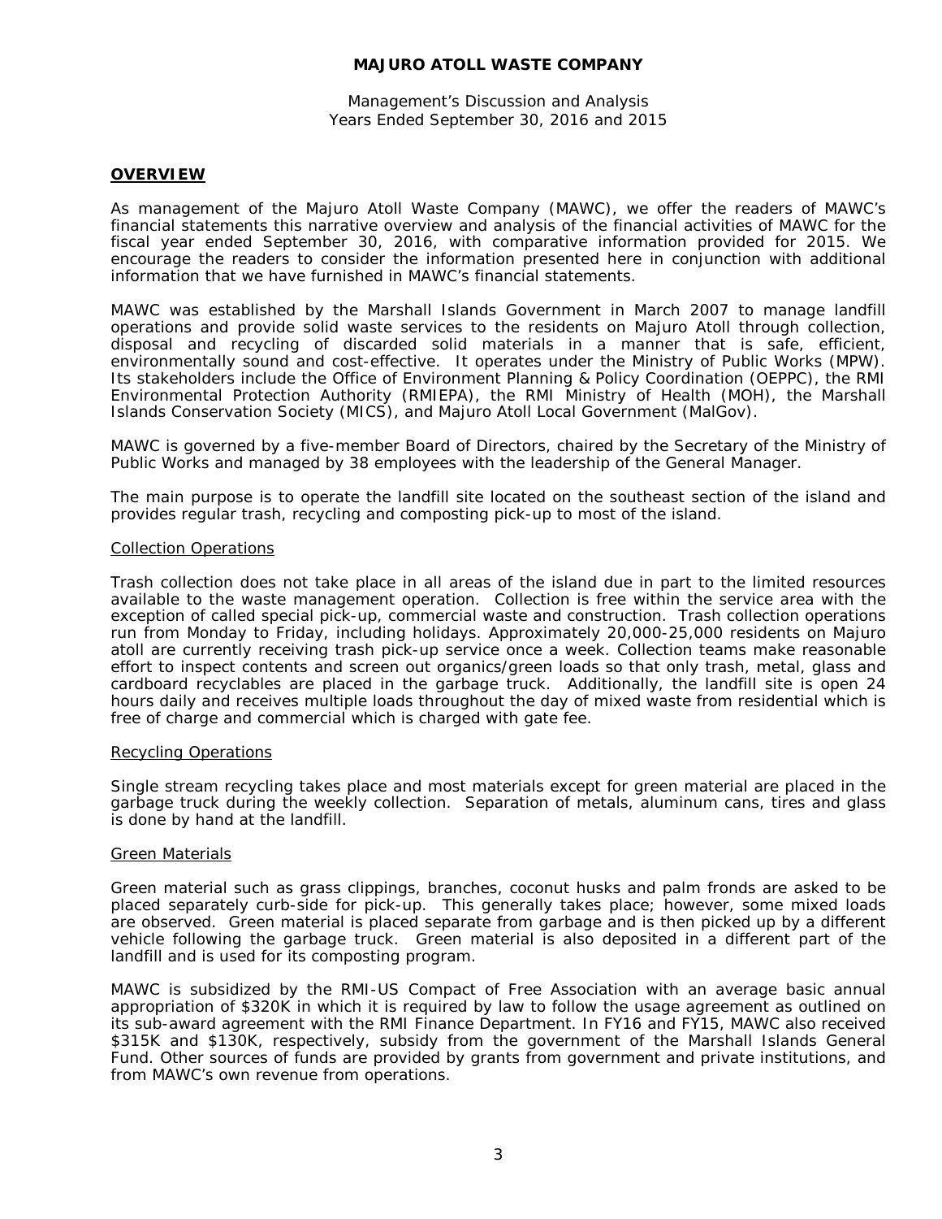**MAJURO ATOLL WASTE COMPANY**

Management's Discussion and Analysis
Years Ended September 30, 2016 and 2015

## OVERVIEW

As management of the Majuro Atoll Waste Company (MAWC), we offer the readers of MAWC's financial statements this narrative overview and analysis of the financial activities of MAWC for the fiscal year ended September 30, 2016, with comparative information provided for 2015. We encourage the readers to consider the information presented here in conjunction with additional information that we have furnished in MAWC's financial statements.

MAWC was established by the Marshall Islands Government in March 2007 to manage landfill operations and provide solid waste services to the residents on Majuro Atoll through collection, disposal and recycling of discarded solid materials in a manner that is safe, efficient, environmentally sound and cost-effective. It operates under the Ministry of Public Works (MPW). Its stakeholders include the Office of Environment Planning & Policy Coordination (OEPPC), the RMI Environmental Protection Authority (RMIEPA), the RMI Ministry of Health (MOH), the Marshall Islands Conservation Society (MICS), and Majuro Atoll Local Government (MalGov).

MAWC is governed by a five-member Board of Directors, chaired by the Secretary of the Ministry of Public Works and managed by 38 employees with the leadership of the General Manager.

The main purpose is to operate the landfill site located on the southeast section of the island and provides regular trash, recycling and composting pick-up to most of the island.

### Collection Operations

Trash collection does not take place in all areas of the island due in part to the limited resources available to the waste management operation. Collection is free within the service area with the exception of called special pick-up, commercial waste and construction. Trash collection operations run from Monday to Friday, including holidays. Approximately 20,000-25,000 residents on Majuro atoll are currently receiving trash pick-up service once a week. Collection teams make reasonable effort to inspect contents and screen out organics/green loads so that only trash, metal, glass and cardboard recyclables are placed in the garbage truck. Additionally, the landfill site is open 24 hours daily and receives multiple loads throughout the day of mixed waste from residential which is free of charge and commercial which is charged with gate fee.

### Recycling Operations

Single stream recycling takes place and most materials except for green material are placed in the garbage truck during the weekly collection. Separation of metals, aluminum cans, tires and glass is done by hand at the landfill.

### Green Materials

Green material such as grass clippings, branches, coconut husks and palm fronds are asked to be placed separately curb-side for pick-up. This generally takes place; however, some mixed loads are observed. Green material is placed separate from garbage and is then picked up by a different vehicle following the garbage truck. Green material is also deposited in a different part of the landfill and is used for its composting program.

MAWC is subsidized by the RMI-US Compact of Free Association with an average basic annual appropriation of $320K in which it is required by law to follow the usage agreement as outlined on its sub-award agreement with the RMI Finance Department. In FY16 and FY15, MAWC also received $315K and $130K, respectively, subsidy from the government of the Marshall Islands General Fund. Other sources of funds are provided by grants from government and private institutions, and from MAWC's own revenue from operations.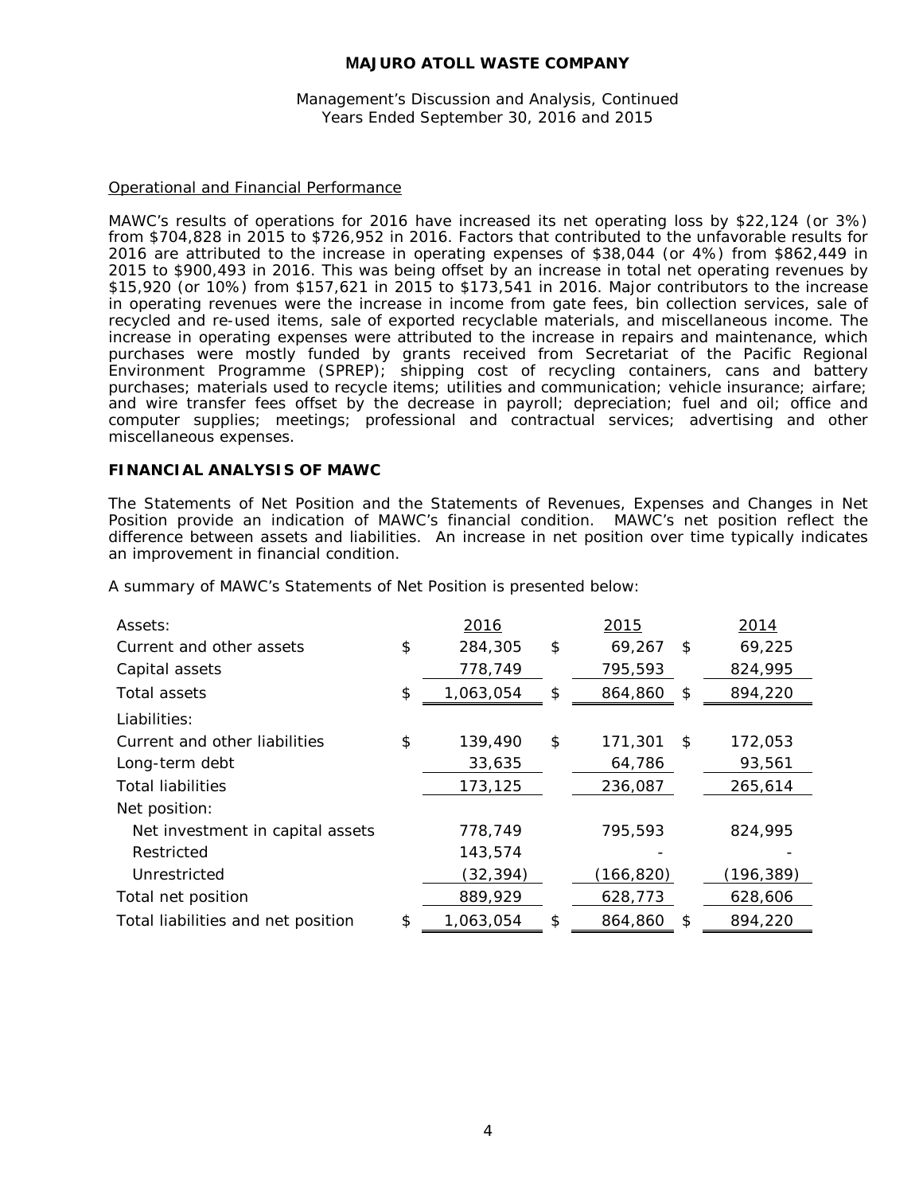# MAJURO ATOLL WASTE COMPANY

Management's Discussion and Analysis, Continued
Years Ended September 30, 2016 and 2015

Operational and Financial Performance

MAWC's results of operations for 2016 have increased its net operating loss by $22,124 (or 3%) from $704,828 in 2015 to $726,952 in 2016. Factors that contributed to the unfavorable results for 2016 are attributed to the increase in operating expenses of $38,044 (or 4%) from $862,449 in 2015 to $900,493 in 2016. This was being offset by an increase in total net operating revenues by $15,920 (or 10%) from $157,621 in 2015 to $173,541 in 2016. Major contributors to the increase in operating revenues were the increase in income from gate fees, bin collection services, sale of recycled and re-used items, sale of exported recyclable materials, and miscellaneous income. The increase in operating expenses were attributed to the increase in repairs and maintenance, which purchases were mostly funded by grants received from Secretariat of the Pacific Regional Environment Programme (SPREP); shipping cost of recycling containers, cans and battery purchases; materials used to recycle items; utilities and communication; vehicle insurance; airfare; and wire transfer fees offset by the decrease in payroll; depreciation; fuel and oil; office and computer supplies; meetings; professional and contractual services; advertising and other miscellaneous expenses.

## FINANCIAL ANALYSIS OF MAWC

The Statements of Net Position and the Statements of Revenues, Expenses and Changes in Net Position provide an indication of MAWC's financial condition. MAWC's net position reflect the difference between assets and liabilities. An increase in net position over time typically indicates an improvement in financial condition.

A summary of MAWC's Statements of Net Position is presented below:

| Assets: | 2016 | 2015 | 2014 |
|---|---|---|---|
| Current and other assets | $ 284,305 | $ 69,267 | $ 69,225 |
| Capital assets | 778,749 | 795,593 | 824,995 |
| Total assets | $ 1,063,054 | $ 864,860 | $ 894,220 |
| Liabilities: | | | |
| Current and other liabilities | $ 139,490 | $ 171,301 | $ 172,053 |
| Long-term debt | 33,635 | 64,786 | 93,561 |
| Total liabilities | 173,125 | 236,087 | 265,614 |
| Net position: | | | |
| Net investment in capital assets | 778,749 | 795,593 | 824,995 |
| Restricted | 143,574 | - | - |
| Unrestricted | (32,394) | (166,820) | (196,389) |
| Total net position | 889,929 | 628,773 | 628,606 |
| Total liabilities and net position | $ 1,063,054 | $ 864,860 | $ 894,220 |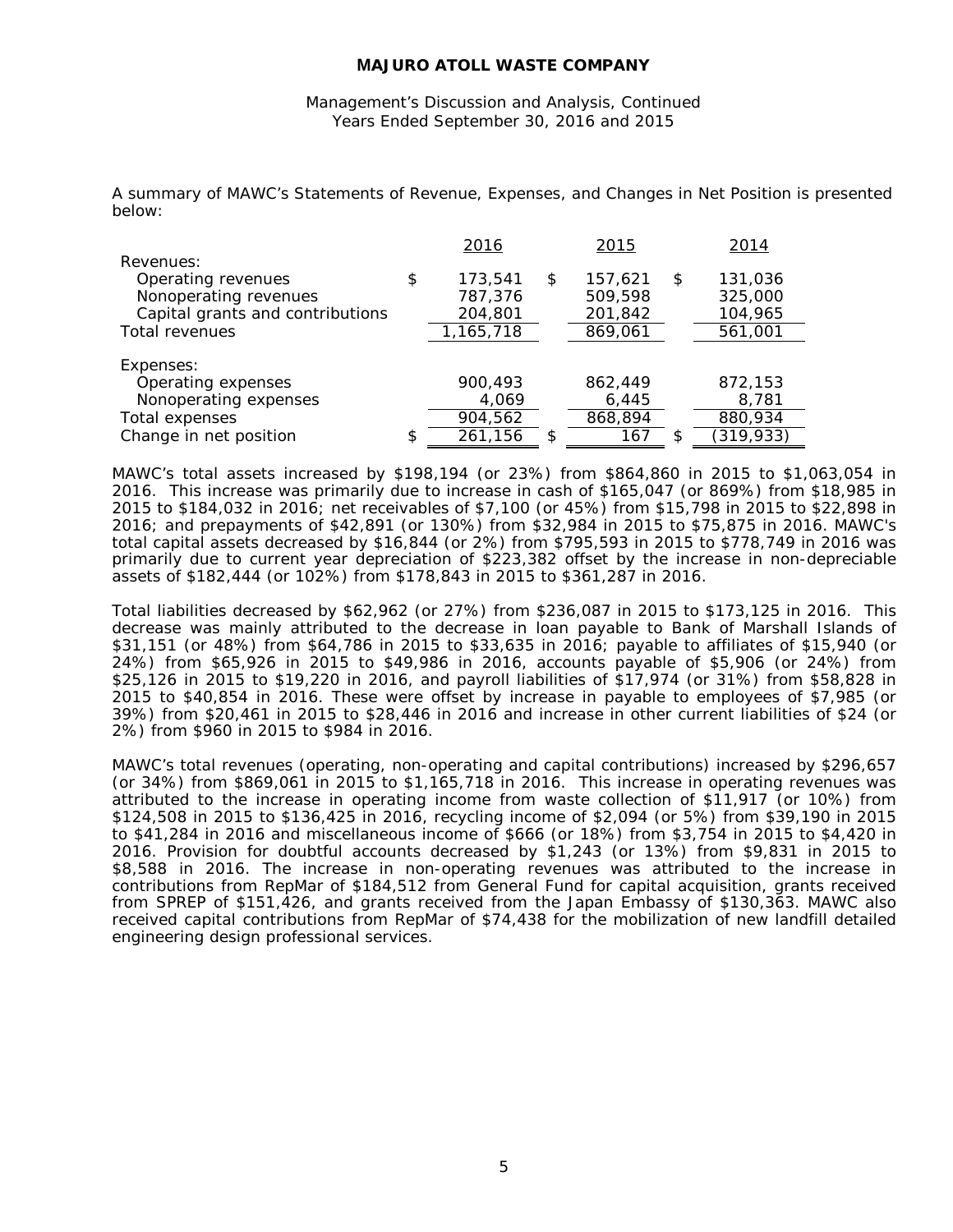A summary of MAWC's Statements of Revenue, Expenses, and Changes in Net Position is presented below:

| | 2016 | 2015 | 2014 |
|---|---|---|---|
| Revenues: | | | |
| Operating revenues | $ 173,541 | $ 157,621 | $ 131,036 |
| Nonoperating revenues | 787,376 | 509,598 | 325,000 |
| Capital grants and contributions | 204,801 | 201,842 | 104,965 |
| Total revenues | 1,165,718 | 869,061 | 561,001 |
| Expenses: | | | |
| Operating expenses | 900,493 | 862,449 | 872,153 |
| Nonoperating expenses | 4,069 | 6,445 | 8,781 |
| Total expenses | 904,562 | 868,894 | 880,934 |
| Change in net position | $ 261,156 | $ 167 | $ (319,933) |

MAWC's total assets increased by $198,194 (or 23%) from $864,860 in 2015 to $1,063,054 in 2016. This increase was primarily due to increase in cash of $165,047 (or 869%) from $18,985 in 2015 to $184,032 in 2016; net receivables of $7,100 (or 45%) from $15,798 in 2015 to $22,898 in 2016; and prepayments of $42,891 (or 130%) from $32,984 in 2015 to $75,875 in 2016. MAWC's total capital assets decreased by $16,844 (or 2%) from $795,593 in 2015 to $778,749 in 2016 was primarily due to current year depreciation of $223,382 offset by the increase in non-depreciable assets of $182,444 (or 102%) from $178,843 in 2015 to $361,287 in 2016.

Total liabilities decreased by $62,962 (or 27%) from $236,087 in 2015 to $173,125 in 2016. This decrease was mainly attributed to the decrease in loan payable to Bank of Marshall Islands of $31,151 (or 48%) from $64,786 in 2015 to $33,635 in 2016; payable to affiliates of $15,940 (or 24%) from $65,926 in 2015 to $49,986 in 2016, accounts payable of $5,906 (or 24%) from $25,126 in 2015 to $19,220 in 2016, and payroll liabilities of $17,974 (or 31%) from $58,828 in 2015 to $40,854 in 2016. These were offset by increase in payable to employees of $7,985 (or 39%) from $20,461 in 2015 to $28,446 in 2016 and increase in other current liabilities of $24 (or 2%) from $960 in 2015 to $984 in 2016.

MAWC's total revenues (operating, non-operating and capital contributions) increased by $296,657 (or 34%) from $869,061 in 2015 to $1,165,718 in 2016. This increase in operating revenues was attributed to the increase in operating income from waste collection of $11,917 (or 10%) from $124,508 in 2015 to $136,425 in 2016, recycling income of $2,094 (or 5%) from $39,190 in 2015 to $41,284 in 2016 and miscellaneous income of $666 (or 18%) from $3,754 in 2015 to $4,420 in 2016. Provision for doubtful accounts decreased by $1,243 (or 13%) from $9,831 in 2015 to $8,588 in 2016. The increase in non-operating revenues was attributed to the increase in contributions from RepMar of $184,512 from General Fund for capital acquisition, grants received from SPREP of $151,426, and grants received from the Japan Embassy of $130,363. MAWC also received capital contributions from RepMar of $74,438 for the mobilization of new landfill detailed engineering design professional services.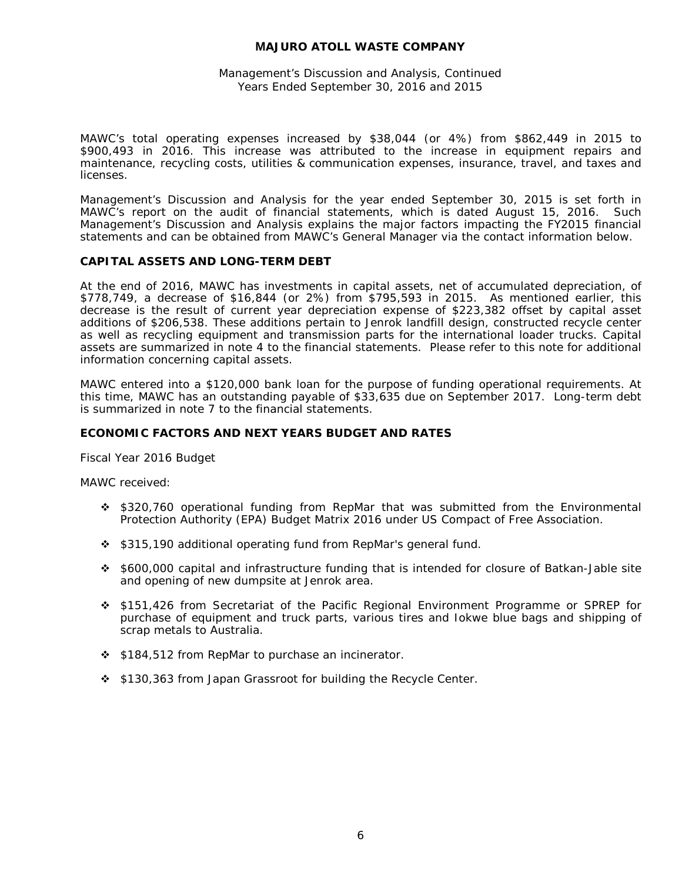MAWC's total operating expenses increased by $38,044 (or 4%) from $862,449 in 2015 to $900,493 in 2016. This increase was attributed to the increase in equipment repairs and maintenance, recycling costs, utilities & communication expenses, insurance, travel, and taxes and licenses.

Management's Discussion and Analysis for the year ended September 30, 2015 is set forth in MAWC's report on the audit of financial statements, which is dated August 15, 2016. Such Management's Discussion and Analysis explains the major factors impacting the FY2015 financial statements and can be obtained from MAWC's General Manager via the contact information below.

## CAPITAL ASSETS AND LONG-TERM DEBT

At the end of 2016, MAWC has investments in capital assets, net of accumulated depreciation, of $778,749, a decrease of $16,844 (or 2%) from $795,593 in 2015. As mentioned earlier, this decrease is the result of current year depreciation expense of $223,382 offset by capital asset additions of $206,538. These additions pertain to Jenrok landfill design, constructed recycle center as well as recycling equipment and transmission parts for the international loader trucks. Capital assets are summarized in note 4 to the financial statements. Please refer to this note for additional information concerning capital assets.

MAWC entered into a $120,000 bank loan for the purpose of funding operational requirements. At this time, MAWC has an outstanding payable of $33,635 due on September 2017. Long-term debt is summarized in note 7 to the financial statements.

## ECONOMIC FACTORS AND NEXT YEARS BUDGET AND RATES

Fiscal Year 2016 Budget

MAWC received:

- $320,760 operational funding from RepMar that was submitted from the Environmental Protection Authority (EPA) Budget Matrix 2016 under US Compact of Free Association.
- $315,190 additional operating fund from RepMar's general fund.
- $600,000 capital and infrastructure funding that is intended for closure of Batkan-Jable site and opening of new dumpsite at Jenrok area.
- $151,426 from Secretariat of the Pacific Regional Environment Programme or SPREP for purchase of equipment and truck parts, various tires and Iokwe blue bags and shipping of scrap metals to Australia.
- $184,512 from RepMar to purchase an incinerator.
- $130,363 from Japan Grassroot for building the Recycle Center.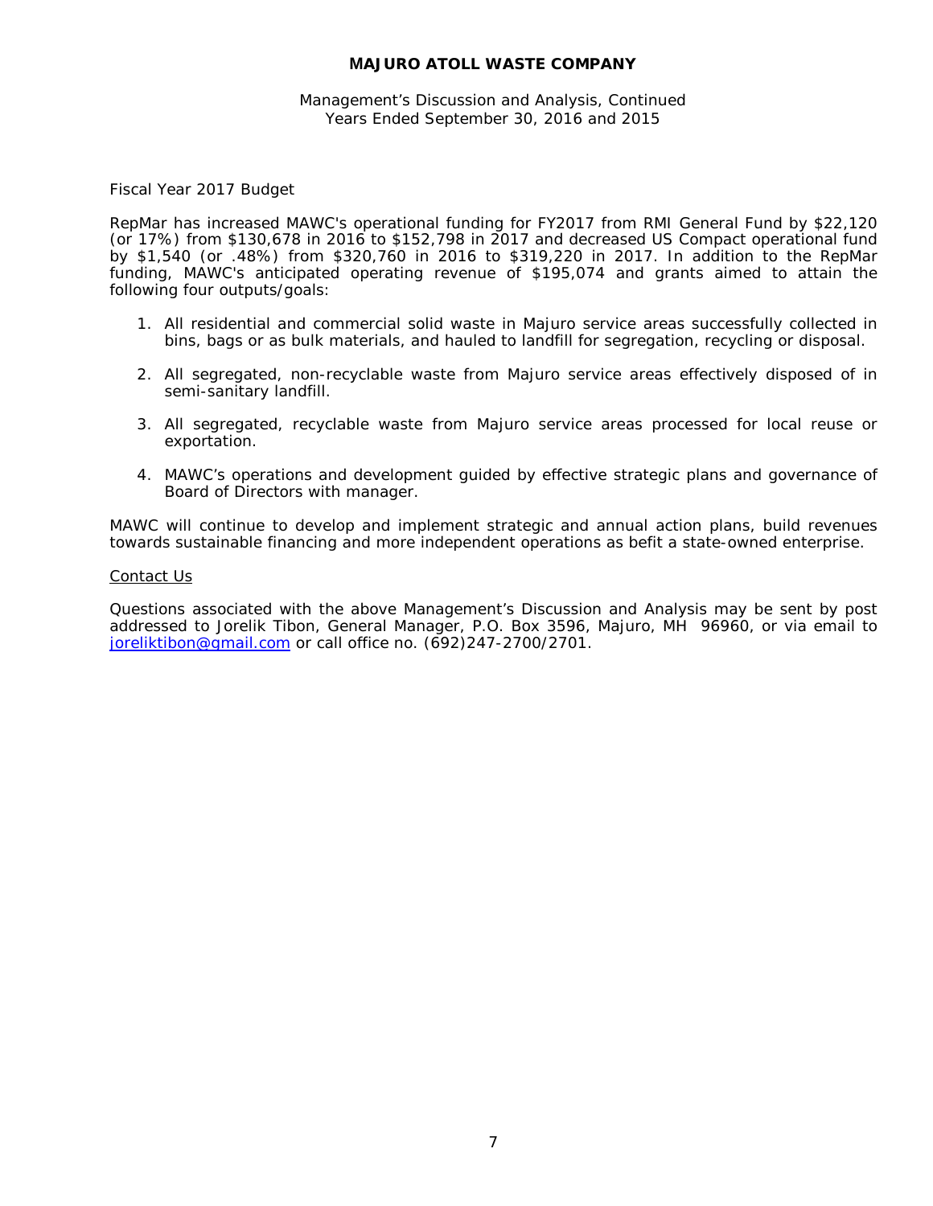Fiscal Year 2017 Budget

RepMar has increased MAWC's operational funding for FY2017 from RMI General Fund by $22,120 (or 17%) from $130,678 in 2016 to $152,798 in 2017 and decreased US Compact operational fund by $1,540 (or .48%) from $320,760 in 2016 to $319,220 in 2017. In addition to the RepMar funding, MAWC's anticipated operating revenue of $195,074 and grants aimed to attain the following four outputs/goals:

1. All residential and commercial solid waste in Majuro service areas successfully collected in bins, bags or as bulk materials, and hauled to landfill for segregation, recycling or disposal.

2. All segregated, non-recyclable waste from Majuro service areas effectively disposed of in semi-sanitary landfill.

3. All segregated, recyclable waste from Majuro service areas processed for local reuse or exportation.

4. MAWC's operations and development guided by effective strategic plans and governance of Board of Directors with manager.

MAWC will continue to develop and implement strategic and annual action plans, build revenues towards sustainable financing and more independent operations as befit a state-owned enterprise.

## Contact Us

Questions associated with the above Management's Discussion and Analysis may be sent by post addressed to Jorelik Tibon, General Manager, P.O. Box 3596, Majuro, MH 96960, or via email to joreliktibon@gmail.com or call office no. (692)247-2700/2701.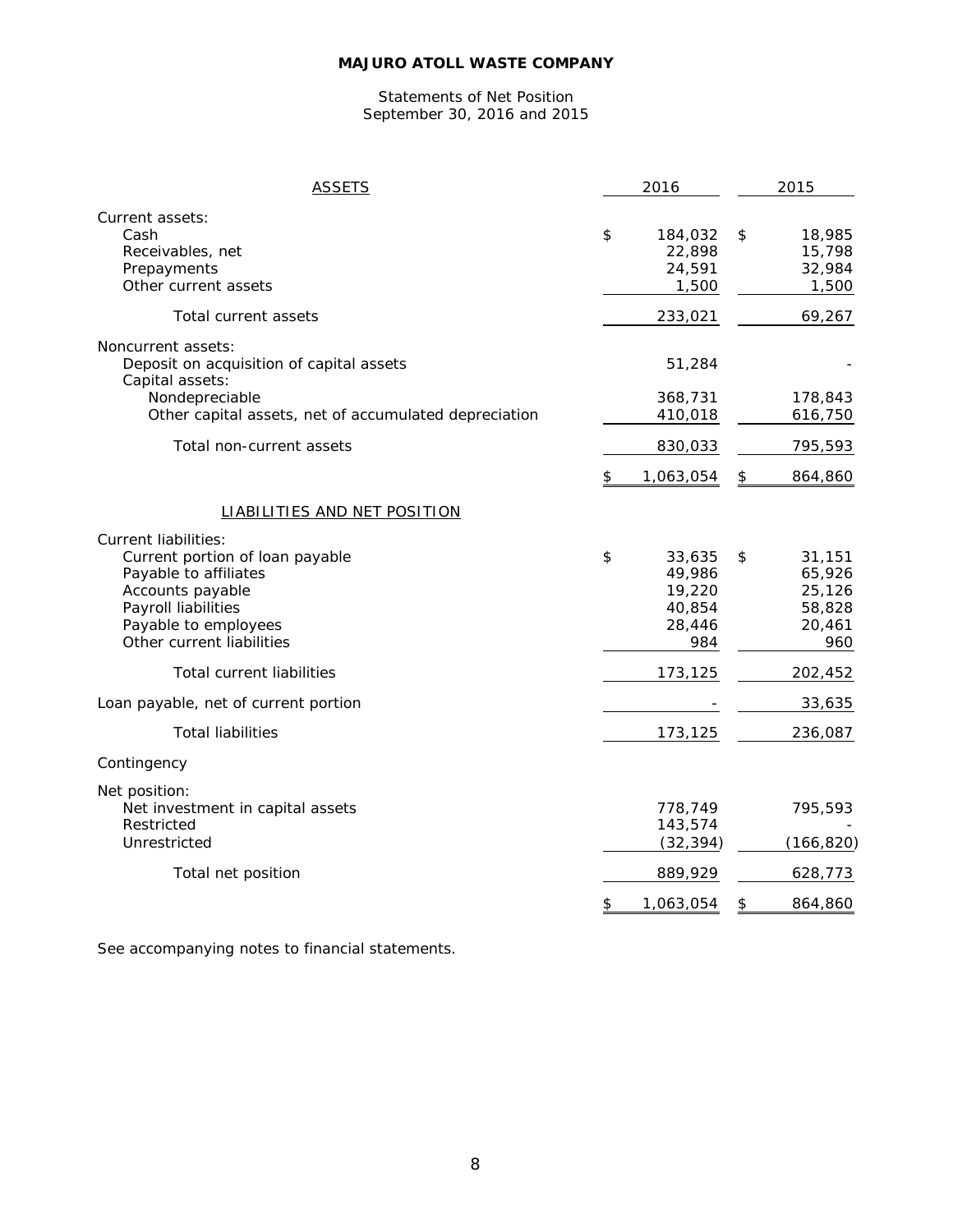**MAJURO ATOLL WASTE COMPANY**

Statements of Net Position
September 30, 2016 and 2015

| ASSETS | 2016 | 2015 |
|---|---|---|
| Current assets: | | |
| Cash | $ 184,032 | $ 18,985 |
| Receivables, net | 22,898 | 15,798 |
| Prepayments | 24,591 | 32,984 |
| Other current assets | 1,500 | 1,500 |
| Total current assets | 233,021 | 69,267 |
| Noncurrent assets: | | |
| Deposit on acquisition of capital assets | 51,284 | - |
| Capital assets: | | |
| Nondepreciable | 368,731 | 178,843 |
| Other capital assets, net of accumulated depreciation | 410,018 | 616,750 |
| Total non-current assets | 830,033 | 795,593 |
| | $ 1,063,054 | $ 864,860 |
| LIABILITIES AND NET POSITION | | |
| Current liabilities: | | |
| Current portion of loan payable | $ 33,635 | $ 31,151 |
| Payable to affiliates | 49,986 | 65,926 |
| Accounts payable | 19,220 | 25,126 |
| Payroll liabilities | 40,854 | 58,828 |
| Payable to employees | 28,446 | 20,461 |
| Other current liabilities | 984 | 960 |
| Total current liabilities | 173,125 | 202,452 |
| Loan payable, net of current portion | - | 33,635 |
| Total liabilities | 173,125 | 236,087 |
| Contingency | | |
| Net position: | | |
| Net investment in capital assets | 778,749 | 795,593 |
| Restricted | 143,574 | - |
| Unrestricted | (32,394) | (166,820) |
| Total net position | 889,929 | 628,773 |
| | $ 1,063,054 | $ 864,860 |

See accompanying notes to financial statements.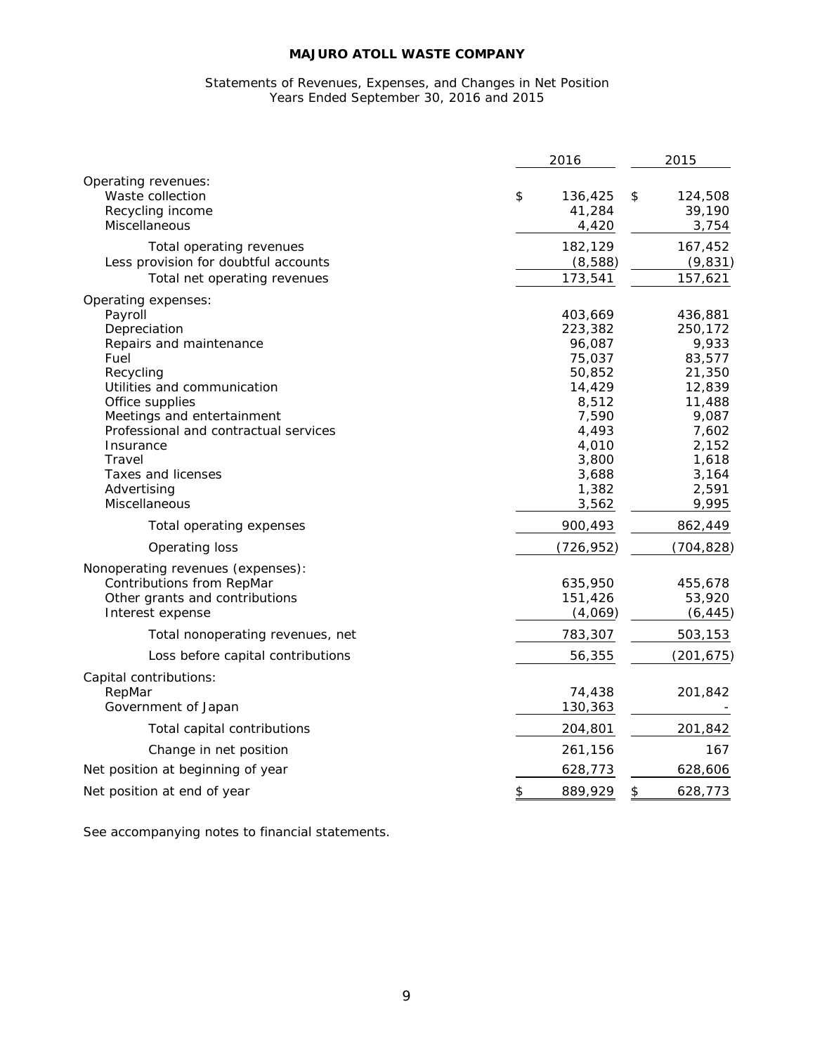**MAJURO ATOLL WASTE COMPANY**

Statements of Revenues, Expenses, and Changes in Net Position
Years Ended September 30, 2016 and 2015

| | 2016 | 2015 |
|---|---|---|
| Operating revenues: | | |
| Waste collection | $ 136,425 | $ 124,508 |
| Recycling income | 41,284 | 39,190 |
| Miscellaneous | 4,420 | 3,754 |
| Total operating revenues | 182,129 | 167,452 |
| Less provision for doubtful accounts | (8,588) | (9,831) |
| Total net operating revenues | 173,541 | 157,621 |
| Operating expenses: | | |
| Payroll | 403,669 | 436,881 |
| Depreciation | 223,382 | 250,172 |
| Repairs and maintenance | 96,087 | 9,933 |
| Fuel | 75,037 | 83,577 |
| Recycling | 50,852 | 21,350 |
| Utilities and communication | 14,429 | 12,839 |
| Office supplies | 8,512 | 11,488 |
| Meetings and entertainment | 7,590 | 9,087 |
| Professional and contractual services | 4,493 | 7,602 |
| Insurance | 4,010 | 2,152 |
| Travel | 3,800 | 1,618 |
| Taxes and licenses | 3,688 | 3,164 |
| Advertising | 1,382 | 2,591 |
| Miscellaneous | 3,562 | 9,995 |
| Total operating expenses | 900,493 | 862,449 |
| Operating loss | (726,952) | (704,828) |
| Nonoperating revenues (expenses): | | |
| Contributions from RepMar | 635,950 | 455,678 |
| Other grants and contributions | 151,426 | 53,920 |
| Interest expense | (4,069) | (6,445) |
| Total nonoperating revenues, net | 783,307 | 503,153 |
| Loss before capital contributions | 56,355 | (201,675) |
| Capital contributions: | | |
| RepMar | 74,438 | 201,842 |
| Government of Japan | 130,363 | - |
| Total capital contributions | 204,801 | 201,842 |
| Change in net position | 261,156 | 167 |
| Net position at beginning of year | 628,773 | 628,606 |
| Net position at end of year | $ 889,929 | $ 628,773 |

See accompanying notes to financial statements.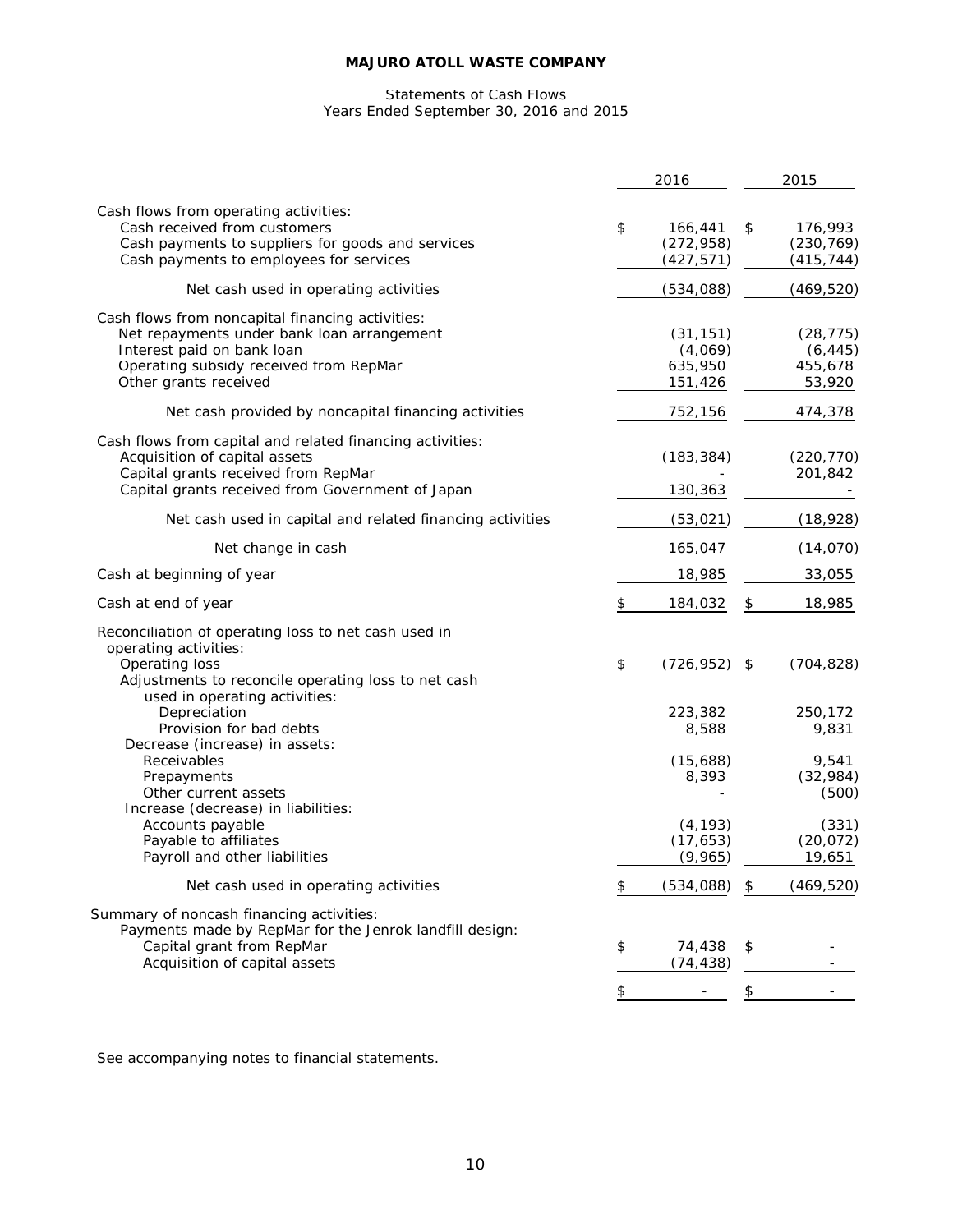**MAJURO ATOLL WASTE COMPANY**

Statements of Cash Flows
Years Ended September 30, 2016 and 2015

| | 2016 | 2015 |
|---|---|---|
| Cash flows from operating activities: | | |
| Cash received from customers | $ 166,441 | $ 176,993 |
| Cash payments to suppliers for goods and services | (272,958) | (230,769) |
| Cash payments to employees for services | (427,571) | (415,744) |
| Net cash used in operating activities | (534,088) | (469,520) |
| Cash flows from noncapital financing activities: | | |
| Net repayments under bank loan arrangement | (31,151) | (28,775) |
| Interest paid on bank loan | (4,069) | (6,445) |
| Operating subsidy received from RepMar | 635,950 | 455,678 |
| Other grants received | 151,426 | 53,920 |
| Net cash provided by noncapital financing activities | 752,156 | 474,378 |
| Cash flows from capital and related financing activities: | | |
| Acquisition of capital assets | (183,384) | (220,770) |
| Capital grants received from RepMar | - | 201,842 |
| Capital grants received from Government of Japan | 130,363 | - |
| Net cash used in capital and related financing activities | (53,021) | (18,928) |
| Net change in cash | 165,047 | (14,070) |
| Cash at beginning of year | 18,985 | 33,055 |
| Cash at end of year | $ 184,032 | $ 18,985 |
| Reconciliation of operating loss to net cash used in operating activities: | | |
| Operating loss | $ (726,952) | $ (704,828) |
| Adjustments to reconcile operating loss to net cash used in operating activities: | | |
| Depreciation | 223,382 | 250,172 |
| Provision for bad debts | 8,588 | 9,831 |
| Decrease (increase) in assets: | | |
| Receivables | (15,688) | 9,541 |
| Prepayments | 8,393 | (32,984) |
| Other current assets | - | (500) |
| Increase (decrease) in liabilities: | | |
| Accounts payable | (4,193) | (331) |
| Payable to affiliates | (17,653) | (20,072) |
| Payroll and other liabilities | (9,965) | 19,651 |
| Net cash used in operating activities | $ (534,088) | $ (469,520) |
| Summary of noncash financing activities: | | |
| Payments made by RepMar for the Jenrok landfill design: | | |
| Capital grant from RepMar | $ 74,438 | $ - |
| Acquisition of capital assets | (74,438) | - |
| | $ - | $ - |

See accompanying notes to financial statements.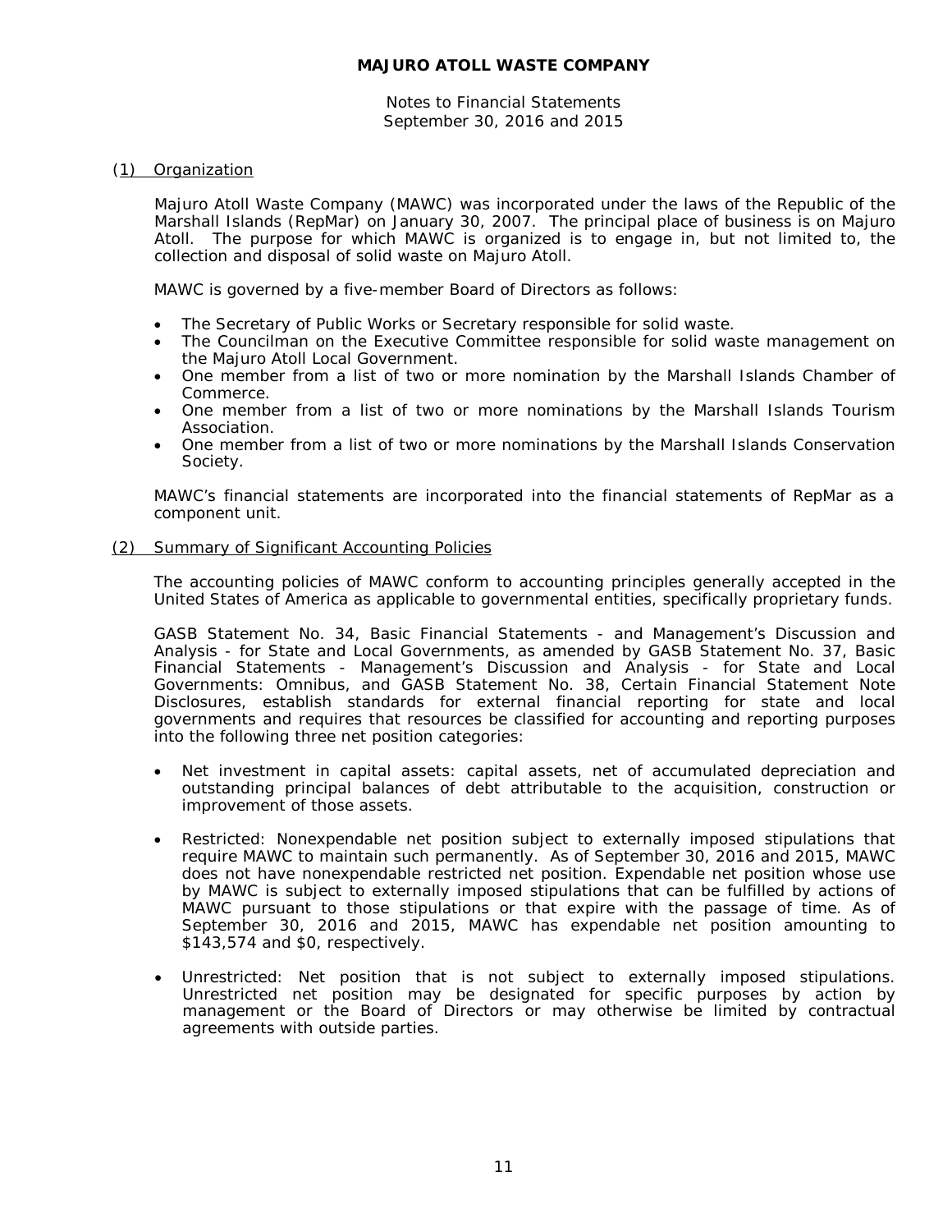# MAJURO ATOLL WASTE COMPANY

Notes to Financial Statements
September 30, 2016 and 2015

## (1) Organization

Majuro Atoll Waste Company (MAWC) was incorporated under the laws of the Republic of the Marshall Islands (RepMar) on January 30, 2007. The principal place of business is on Majuro Atoll. The purpose for which MAWC is organized is to engage in, but not limited to, the collection and disposal of solid waste on Majuro Atoll.

MAWC is governed by a five-member Board of Directors as follows:

- The Secretary of Public Works or Secretary responsible for solid waste.
- The Councilman on the Executive Committee responsible for solid waste management on the Majuro Atoll Local Government.
- One member from a list of two or more nomination by the Marshall Islands Chamber of Commerce.
- One member from a list of two or more nominations by the Marshall Islands Tourism Association.
- One member from a list of two or more nominations by the Marshall Islands Conservation Society.

MAWC's financial statements are incorporated into the financial statements of RepMar as a component unit.

## (2) Summary of Significant Accounting Policies

The accounting policies of MAWC conform to accounting principles generally accepted in the United States of America as applicable to governmental entities, specifically proprietary funds.

GASB Statement No. 34, Basic Financial Statements - and Management's Discussion and Analysis - for State and Local Governments, as amended by GASB Statement No. 37, Basic Financial Statements - Management's Discussion and Analysis - for State and Local Governments: Omnibus, and GASB Statement No. 38, Certain Financial Statement Note Disclosures, establish standards for external financial reporting for state and local governments and requires that resources be classified for accounting and reporting purposes into the following three net position categories:

- Net investment in capital assets: capital assets, net of accumulated depreciation and outstanding principal balances of debt attributable to the acquisition, construction or improvement of those assets.

- Restricted: Nonexpendable net position subject to externally imposed stipulations that require MAWC to maintain such permanently. As of September 30, 2016 and 2015, MAWC does not have nonexpendable restricted net position. Expendable net position whose use by MAWC is subject to externally imposed stipulations that can be fulfilled by actions of MAWC pursuant to those stipulations or that expire with the passage of time. As of September 30, 2016 and 2015, MAWC has expendable net position amounting to $143,574 and $0, respectively.

- Unrestricted: Net position that is not subject to externally imposed stipulations. Unrestricted net position may be designated for specific purposes by action by management or the Board of Directors or may otherwise be limited by contractual agreements with outside parties.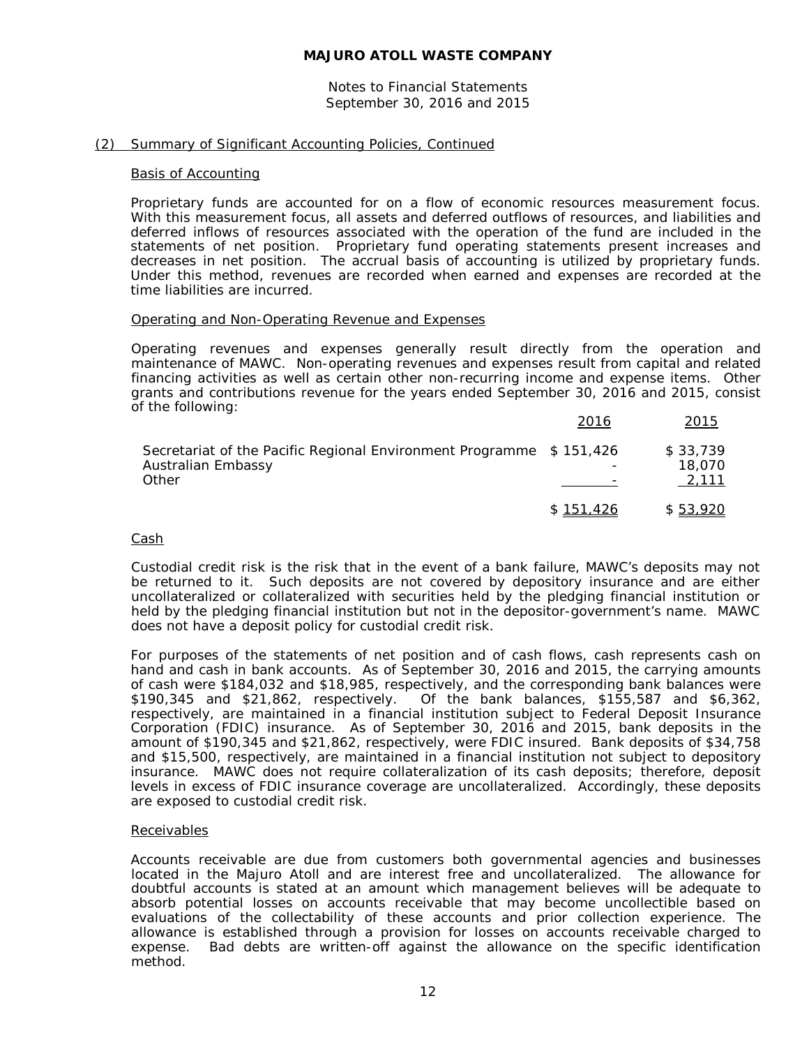# MAJURO ATOLL WASTE COMPANY

Notes to Financial Statements
September 30, 2016 and 2015

## (2) Summary of Significant Accounting Policies, Continued

### Basis of Accounting

Proprietary funds are accounted for on a flow of economic resources measurement focus. With this measurement focus, all assets and deferred outflows of resources, and liabilities and deferred inflows of resources associated with the operation of the fund are included in the statements of net position. Proprietary fund operating statements present increases and decreases in net position. The accrual basis of accounting is utilized by proprietary funds. Under this method, revenues are recorded when earned and expenses are recorded at the time liabilities are incurred.

### Operating and Non-Operating Revenue and Expenses

Operating revenues and expenses generally result directly from the operation and maintenance of MAWC. Non-operating revenues and expenses result from capital and related financing activities as well as certain other non-recurring income and expense items. Other grants and contributions revenue for the years ended September 30, 2016 and 2015, consist of the following:

| | 2016 | 2015 |
|---|---|---|
| Secretariat of the Pacific Regional Environment Programme | $ 151,426 | $ 33,739 |
| Australian Embassy | - | 18,070 |
| Other | - | 2,111 |
| | $ 151,426 | $ 53,920 |

### Cash

Custodial credit risk is the risk that in the event of a bank failure, MAWC's deposits may not be returned to it. Such deposits are not covered by depository insurance and are either uncollateralized or collateralized with securities held by the pledging financial institution or held by the pledging financial institution but not in the depositor-government's name. MAWC does not have a deposit policy for custodial credit risk.

For purposes of the statements of net position and of cash flows, cash represents cash on hand and cash in bank accounts. As of September 30, 2016 and 2015, the carrying amounts of cash were $184,032 and $18,985, respectively, and the corresponding bank balances were $190,345 and $21,862, respectively. Of the bank balances, $155,587 and $6,362, respectively, are maintained in a financial institution subject to Federal Deposit Insurance Corporation (FDIC) insurance. As of September 30, 2016 and 2015, bank deposits in the amount of $190,345 and $21,862, respectively, were FDIC insured. Bank deposits of $34,758 and $15,500, respectively, are maintained in a financial institution not subject to depository insurance. MAWC does not require collateralization of its cash deposits; therefore, deposit levels in excess of FDIC insurance coverage are uncollateralized. Accordingly, these deposits are exposed to custodial credit risk.

### Receivables

Accounts receivable are due from customers both governmental agencies and businesses located in the Majuro Atoll and are interest free and uncollateralized. The allowance for doubtful accounts is stated at an amount which management believes will be adequate to absorb potential losses on accounts receivable that may become uncollectible based on evaluations of the collectability of these accounts and prior collection experience. The allowance is established through a provision for losses on accounts receivable charged to expense. Bad debts are written-off against the allowance on the specific identification method.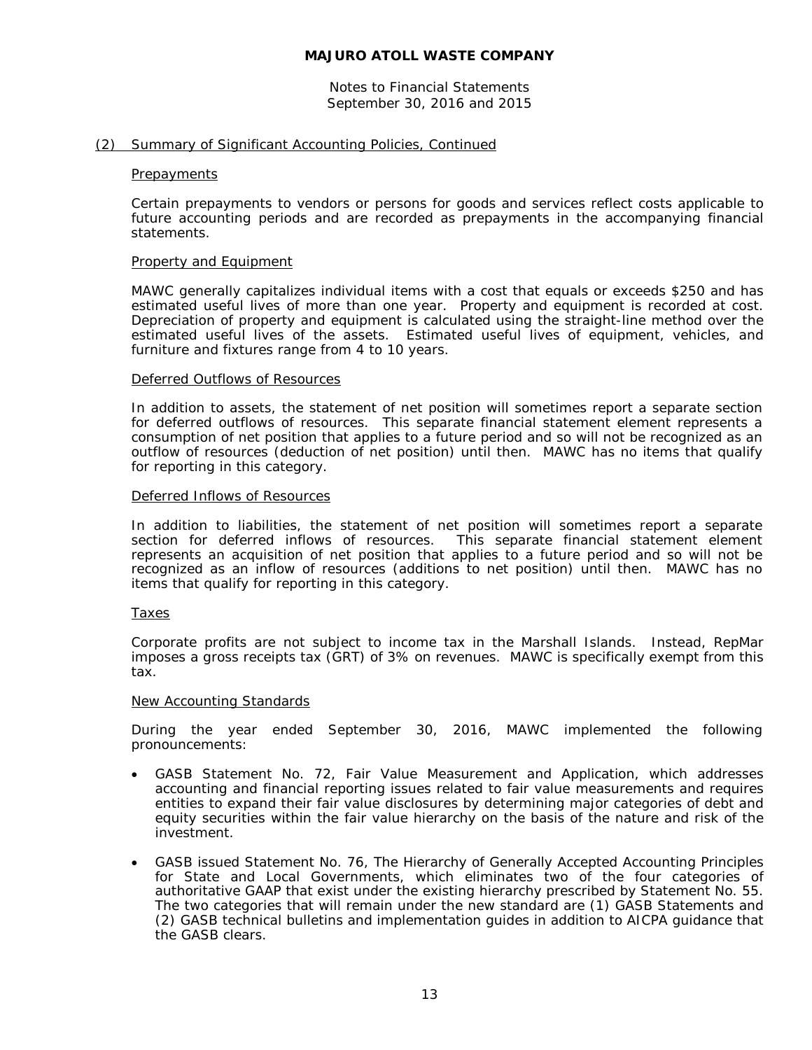# MAJURO ATOLL WASTE COMPANY

Notes to Financial Statements
September 30, 2016 and 2015

## (2) Summary of Significant Accounting Policies, Continued

### Prepayments

Certain prepayments to vendors or persons for goods and services reflect costs applicable to future accounting periods and are recorded as prepayments in the accompanying financial statements.

### Property and Equipment

MAWC generally capitalizes individual items with a cost that equals or exceeds $250 and has estimated useful lives of more than one year. Property and equipment is recorded at cost. Depreciation of property and equipment is calculated using the straight-line method over the estimated useful lives of the assets. Estimated useful lives of equipment, vehicles, and furniture and fixtures range from 4 to 10 years.

### Deferred Outflows of Resources

In addition to assets, the statement of net position will sometimes report a separate section for deferred outflows of resources. This separate financial statement element represents a consumption of net position that applies to a future period and so will not be recognized as an outflow of resources (deduction of net position) until then. MAWC has no items that qualify for reporting in this category.

### Deferred Inflows of Resources

In addition to liabilities, the statement of net position will sometimes report a separate section for deferred inflows of resources. This separate financial statement element represents an acquisition of net position that applies to a future period and so will not be recognized as an inflow of resources (additions to net position) until then. MAWC has no items that qualify for reporting in this category.

### Taxes

Corporate profits are not subject to income tax in the Marshall Islands. Instead, RepMar imposes a gross receipts tax (GRT) of 3% on revenues. MAWC is specifically exempt from this tax.

### New Accounting Standards

During the year ended September 30, 2016, MAWC implemented the following pronouncements:

- GASB Statement No. 72, Fair Value Measurement and Application, which addresses accounting and financial reporting issues related to fair value measurements and requires entities to expand their fair value disclosures by determining major categories of debt and equity securities within the fair value hierarchy on the basis of the nature and risk of the investment.

- GASB issued Statement No. 76, The Hierarchy of Generally Accepted Accounting Principles for State and Local Governments, which eliminates two of the four categories of authoritative GAAP that exist under the existing hierarchy prescribed by Statement No. 55. The two categories that will remain under the new standard are (1) GASB Statements and (2) GASB technical bulletins and implementation guides in addition to AICPA guidance that the GASB clears.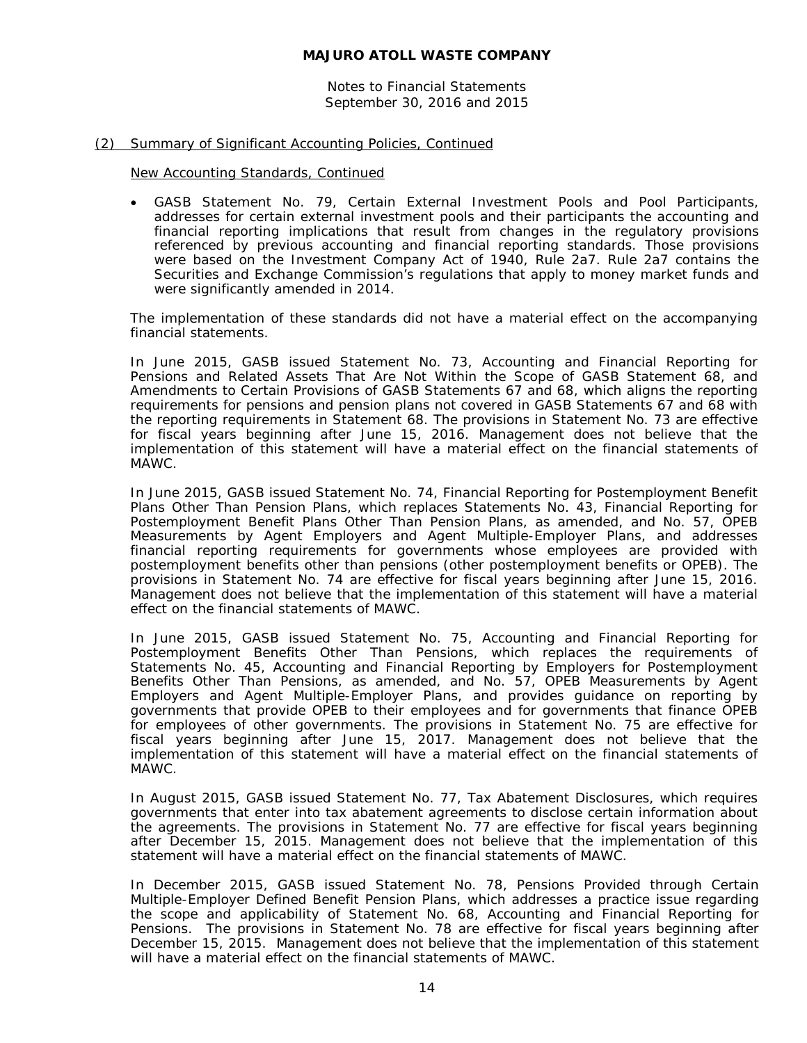## (2) Summary of Significant Accounting Policies, Continued

### New Accounting Standards, Continued

- GASB Statement No. 79, Certain External Investment Pools and Pool Participants, addresses for certain external investment pools and their participants the accounting and financial reporting implications that result from changes in the regulatory provisions referenced by previous accounting and financial reporting standards. Those provisions were based on the Investment Company Act of 1940, Rule 2a7. Rule 2a7 contains the Securities and Exchange Commission's regulations that apply to money market funds and were significantly amended in 2014.

The implementation of these standards did not have a material effect on the accompanying financial statements.

In June 2015, GASB issued Statement No. 73, Accounting and Financial Reporting for Pensions and Related Assets That Are Not Within the Scope of GASB Statement 68, and Amendments to Certain Provisions of GASB Statements 67 and 68, which aligns the reporting requirements for pensions and pension plans not covered in GASB Statements 67 and 68 with the reporting requirements in Statement 68. The provisions in Statement No. 73 are effective for fiscal years beginning after June 15, 2016. Management does not believe that the implementation of this statement will have a material effect on the financial statements of MAWC.

In June 2015, GASB issued Statement No. 74, Financial Reporting for Postemployment Benefit Plans Other Than Pension Plans, which replaces Statements No. 43, Financial Reporting for Postemployment Benefit Plans Other Than Pension Plans, as amended, and No. 57, OPEB Measurements by Agent Employers and Agent Multiple-Employer Plans, and addresses financial reporting requirements for governments whose employees are provided with postemployment benefits other than pensions (other postemployment benefits or OPEB). The provisions in Statement No. 74 are effective for fiscal years beginning after June 15, 2016. Management does not believe that the implementation of this statement will have a material effect on the financial statements of MAWC.

In June 2015, GASB issued Statement No. 75, Accounting and Financial Reporting for Postemployment Benefits Other Than Pensions, which replaces the requirements of Statements No. 45, Accounting and Financial Reporting by Employers for Postemployment Benefits Other Than Pensions, as amended, and No. 57, OPEB Measurements by Agent Employers and Agent Multiple-Employer Plans, and provides guidance on reporting by governments that provide OPEB to their employees and for governments that finance OPEB for employees of other governments. The provisions in Statement No. 75 are effective for fiscal years beginning after June 15, 2017. Management does not believe that the implementation of this statement will have a material effect on the financial statements of MAWC.

In August 2015, GASB issued Statement No. 77, Tax Abatement Disclosures, which requires governments that enter into tax abatement agreements to disclose certain information about the agreements. The provisions in Statement No. 77 are effective for fiscal years beginning after December 15, 2015. Management does not believe that the implementation of this statement will have a material effect on the financial statements of MAWC.

In December 2015, GASB issued Statement No. 78, Pensions Provided through Certain Multiple-Employer Defined Benefit Pension Plans, which addresses a practice issue regarding the scope and applicability of Statement No. 68, Accounting and Financial Reporting for Pensions. The provisions in Statement No. 78 are effective for fiscal years beginning after December 15, 2015. Management does not believe that the implementation of this statement will have a material effect on the financial statements of MAWC.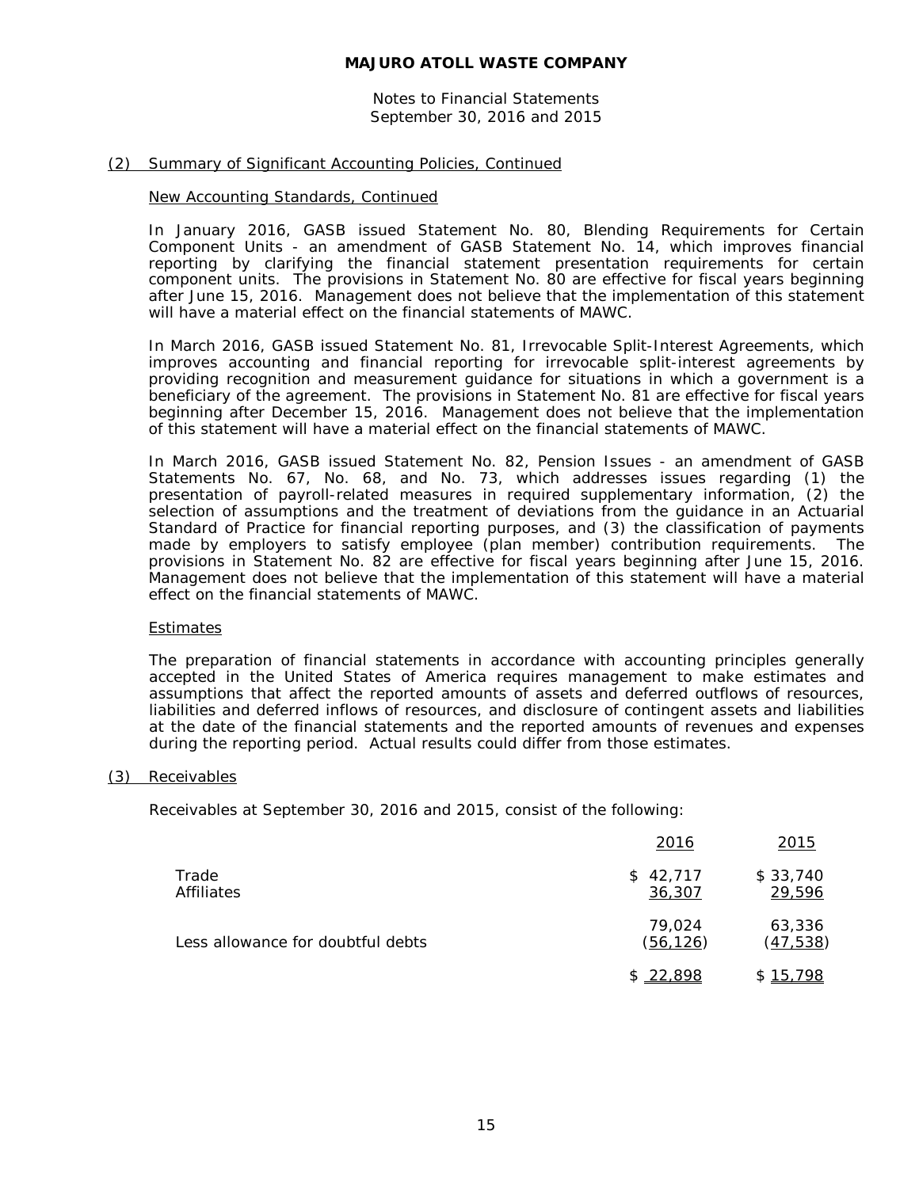## (2) Summary of Significant Accounting Policies, Continued

### New Accounting Standards, Continued

In January 2016, GASB issued Statement No. 80, Blending Requirements for Certain Component Units - an amendment of GASB Statement No. 14, which improves financial reporting by clarifying the financial statement presentation requirements for certain component units. The provisions in Statement No. 80 are effective for fiscal years beginning after June 15, 2016. Management does not believe that the implementation of this statement will have a material effect on the financial statements of MAWC.

In March 2016, GASB issued Statement No. 81, Irrevocable Split-Interest Agreements, which improves accounting and financial reporting for irrevocable split-interest agreements by providing recognition and measurement guidance for situations in which a government is a beneficiary of the agreement. The provisions in Statement No. 81 are effective for fiscal years beginning after December 15, 2016. Management does not believe that the implementation of this statement will have a material effect on the financial statements of MAWC.

In March 2016, GASB issued Statement No. 82, Pension Issues - an amendment of GASB Statements No. 67, No. 68, and No. 73, which addresses issues regarding (1) the presentation of payroll-related measures in required supplementary information, (2) the selection of assumptions and the treatment of deviations from the guidance in an Actuarial Standard of Practice for financial reporting purposes, and (3) the classification of payments made by employers to satisfy employee (plan member) contribution requirements. The provisions in Statement No. 82 are effective for fiscal years beginning after June 15, 2016. Management does not believe that the implementation of this statement will have a material effect on the financial statements of MAWC.

### Estimates

The preparation of financial statements in accordance with accounting principles generally accepted in the United States of America requires management to make estimates and assumptions that affect the reported amounts of assets and deferred outflows of resources, liabilities and deferred inflows of resources, and disclosure of contingent assets and liabilities at the date of the financial statements and the reported amounts of revenues and expenses during the reporting period. Actual results could differ from those estimates.

## (3) Receivables

Receivables at September 30, 2016 and 2015, consist of the following:

| | 2016 | 2015 |
|---|---|---|
| Trade | $ 42,717 | $ 33,740 |
| Affiliates | 36,307 | 29,596 |
| | 79,024 | 63,336 |
| Less allowance for doubtful debts | (56,126) | (47,538) |
| | $ 22,898 | $ 15,798 |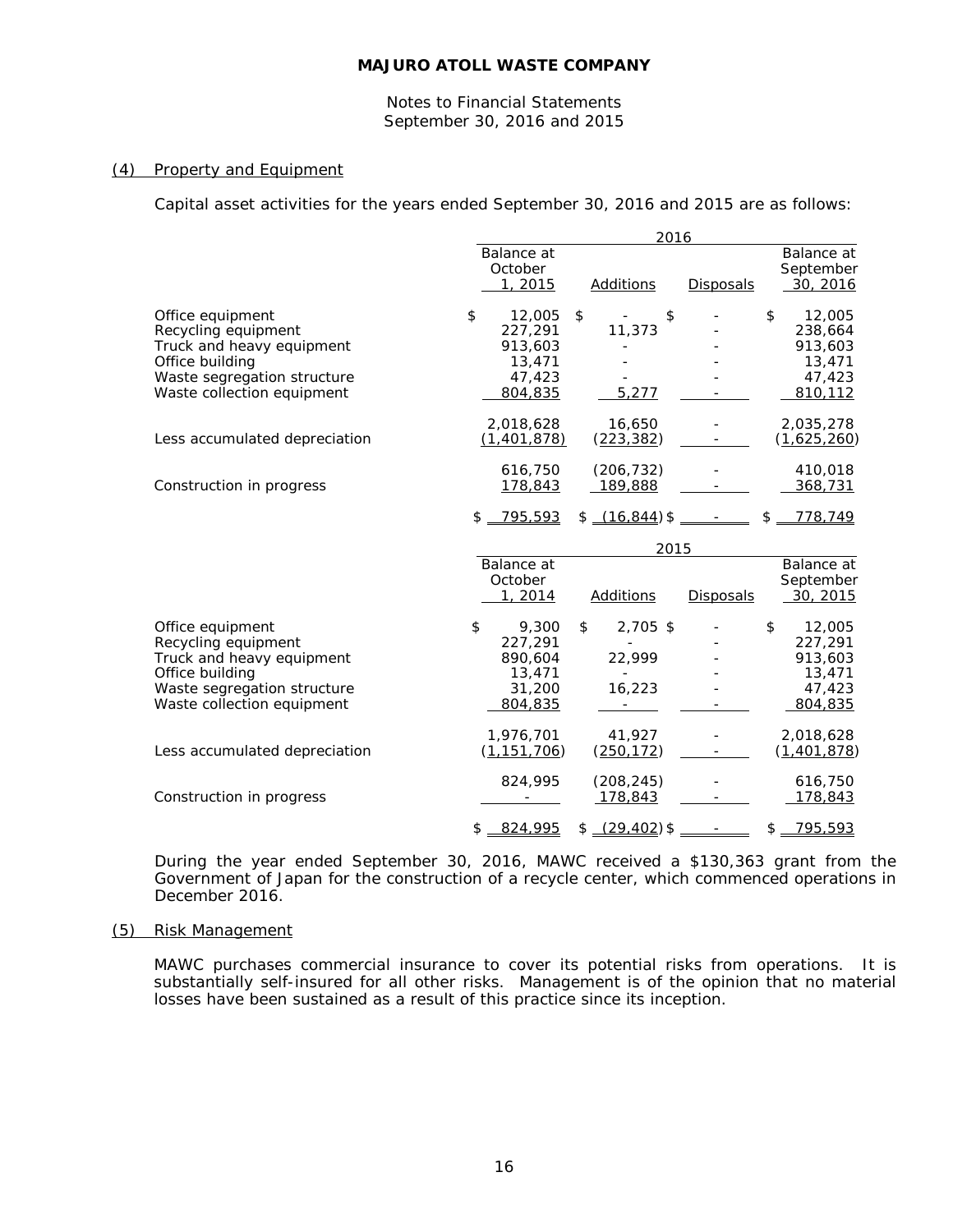## (4) Property and Equipment

Capital asset activities for the years ended September 30, 2016 and 2015 are as follows:

| | 2016 | | | |
|---|---|---|---|---|
| | Balance at October 1, 2015 | Additions | Disposals | Balance at September 30, 2016 |
| Office equipment | $ 12,005 | $ - | $ - | $ 12,005 |
| Recycling equipment | 227,291 | 11,373 | - | 238,664 |
| Truck and heavy equipment | 913,603 | - | - | 913,603 |
| Office building | 13,471 | - | - | 13,471 |
| Waste segregation structure | 47,423 | - | - | 47,423 |
| Waste collection equipment | 804,835 | 5,277 | - | 810,112 |
| | 2,018,628 | 16,650 | - | 2,035,278 |
| Less accumulated depreciation | (1,401,878) | (223,382) | - | (1,625,260) |
| | 616,750 | (206,732) | - | 410,018 |
| Construction in progress | 178,843 | 189,888 | - | 368,731 |
| | $ 795,593 | $ (16,844) | $ - | $ 778,749 |

| | 2015 | | | |
|---|---|---|---|---|
| | Balance at October 1, 2014 | Additions | Disposals | Balance at September 30, 2015 |
| Office equipment | $ 9,300 | $ 2,705 | $ - | $ 12,005 |
| Recycling equipment | 227,291 | - | - | 227,291 |
| Truck and heavy equipment | 890,604 | 22,999 | - | 913,603 |
| Office building | 13,471 | - | - | 13,471 |
| Waste segregation structure | 31,200 | 16,223 | - | 47,423 |
| Waste collection equipment | 804,835 | - | - | 804,835 |
| | 1,976,701 | 41,927 | - | 2,018,628 |
| Less accumulated depreciation | (1,151,706) | (250,172) | - | (1,401,878) |
| | 824,995 | (208,245) | - | 616,750 |
| Construction in progress | - | 178,843 | - | 178,843 |
| | $ 824,995 | $ (29,402) | $ - | $ 795,593 |

During the year ended September 30, 2016, MAWC received a $130,363 grant from the Government of Japan for the construction of a recycle center, which commenced operations in December 2016.

## (5) Risk Management

MAWC purchases commercial insurance to cover its potential risks from operations. It is substantially self-insured for all other risks. Management is of the opinion that no material losses have been sustained as a result of this practice since its inception.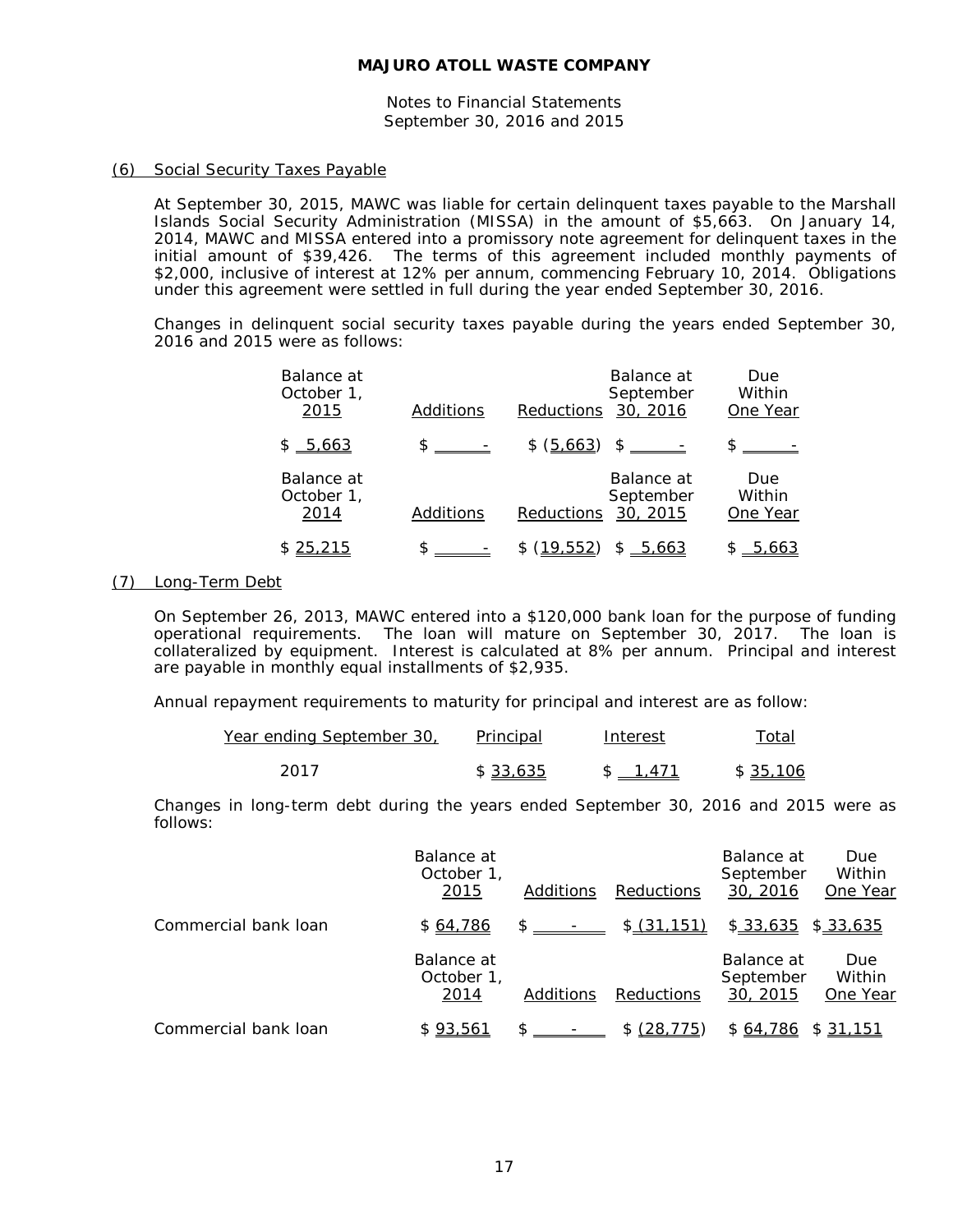**MAJURO ATOLL WASTE COMPANY**

Notes to Financial Statements
September 30, 2016 and 2015

## (6) Social Security Taxes Payable

At September 30, 2015, MAWC was liable for certain delinquent taxes payable to the Marshall Islands Social Security Administration (MISSA) in the amount of $5,663. On January 14, 2014, MAWC and MISSA entered into a promissory note agreement for delinquent taxes in the initial amount of $39,426. The terms of this agreement included monthly payments of $2,000, inclusive of interest at 12% per annum, commencing February 10, 2014. Obligations under this agreement were settled in full during the year ended September 30, 2016.

Changes in delinquent social security taxes payable during the years ended September 30, 2016 and 2015 were as follows:

| Balance at October 1, 2015 | Additions | Reductions | Balance at September 30, 2016 | Due Within One Year |
|---|---|---|---|---|
| $ 5,663 | $ - | $ (5,663) | $ - | $ - |

| Balance at October 1, 2014 | Additions | Reductions | Balance at September 30, 2015 | Due Within One Year |
|---|---|---|---|---|
| $ 25,215 | $ - | $ (19,552) | $ 5,663 | $ 5,663 |

## (7) Long-Term Debt

On September 26, 2013, MAWC entered into a $120,000 bank loan for the purpose of funding operational requirements. The loan will mature on September 30, 2017. The loan is collateralized by equipment. Interest is calculated at 8% per annum. Principal and interest are payable in monthly equal installments of $2,935.

Annual repayment requirements to maturity for principal and interest are as follow:

| Year ending September 30, | Principal | Interest | Total |
|---|---|---|---|
| 2017 | $ 33,635 | $ 1,471 | $ 35,106 |

Changes in long-term debt during the years ended September 30, 2016 and 2015 were as follows:

| | Balance at October 1, 2015 | Additions | Reductions | Balance at September 30, 2016 | Due Within One Year |
|---|---|---|---|---|---|
| Commercial bank loan | $ 64,786 | $ - | $ (31,151) | $ 33,635 | $ 33,635 |

| | Balance at October 1, 2014 | Additions | Reductions | Balance at September 30, 2015 | Due Within One Year |
|---|---|---|---|---|---|
| Commercial bank loan | $ 93,561 | $ - | $ (28,775) | $ 64,786 | $ 31,151 |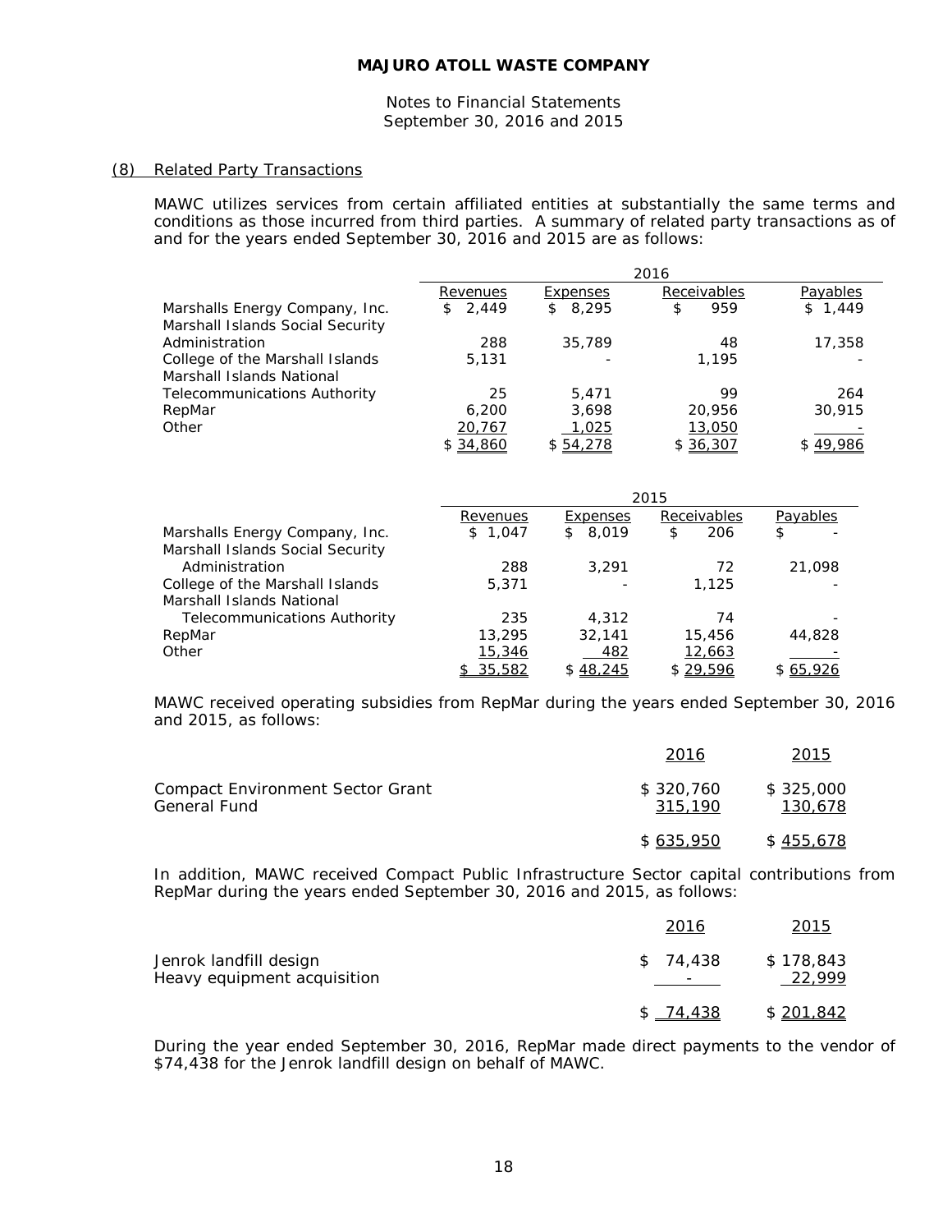**MAJURO ATOLL WASTE COMPANY**

Notes to Financial Statements
September 30, 2016 and 2015

## (8) Related Party Transactions

MAWC utilizes services from certain affiliated entities at substantially the same terms and conditions as those incurred from third parties. A summary of related party transactions as of and for the years ended September 30, 2016 and 2015 are as follows:

| | 2016 | | | |
|---|---|---|---|---|
| | Revenues | Expenses | Receivables | Payables |
| Marshalls Energy Company, Inc. | $ 2,449 | $ 8,295 | $ 959 | $ 1,449 |
| Marshall Islands Social Security Administration | 288 | 35,789 | 48 | 17,358 |
| College of the Marshall Islands | 5,131 | - | 1,195 | - |
| Marshall Islands National Telecommunications Authority | 25 | 5,471 | 99 | 264 |
| RepMar | 6,200 | 3,698 | 20,956 | 30,915 |
| Other | 20,767 | 1,025 | 13,050 | - |
| | $ 34,860 | $ 54,278 | $ 36,307 | $ 49,986 |

| | 2015 | | | |
|---|---|---|---|---|
| | Revenues | Expenses | Receivables | Payables |
| Marshalls Energy Company, Inc. | $ 1,047 | $ 8,019 | $ 206 | $ - |
| Marshall Islands Social Security Administration | 288 | 3,291 | 72 | 21,098 |
| College of the Marshall Islands | 5,371 | - | 1,125 | - |
| Marshall Islands National Telecommunications Authority | 235 | 4,312 | 74 | - |
| RepMar | 13,295 | 32,141 | 15,456 | 44,828 |
| Other | 15,346 | 482 | 12,663 | - |
| | $ 35,582 | $ 48,245 | $ 29,596 | $ 65,926 |

MAWC received operating subsidies from RepMar during the years ended September 30, 2016 and 2015, as follows:

| | 2016 | 2015 |
|---|---|---|
| Compact Environment Sector Grant | $ 320,760 | $ 325,000 |
| General Fund | 315,190 | 130,678 |
| | $ 635,950 | $ 455,678 |

In addition, MAWC received Compact Public Infrastructure Sector capital contributions from RepMar during the years ended September 30, 2016 and 2015, as follows:

| | 2016 | 2015 |
|---|---|---|
| Jenrok landfill design | $ 74,438 | $ 178,843 |
| Heavy equipment acquisition | - | 22,999 |
| | $ 74,438 | $ 201,842 |

During the year ended September 30, 2016, RepMar made direct payments to the vendor of $74,438 for the Jenrok landfill design on behalf of MAWC.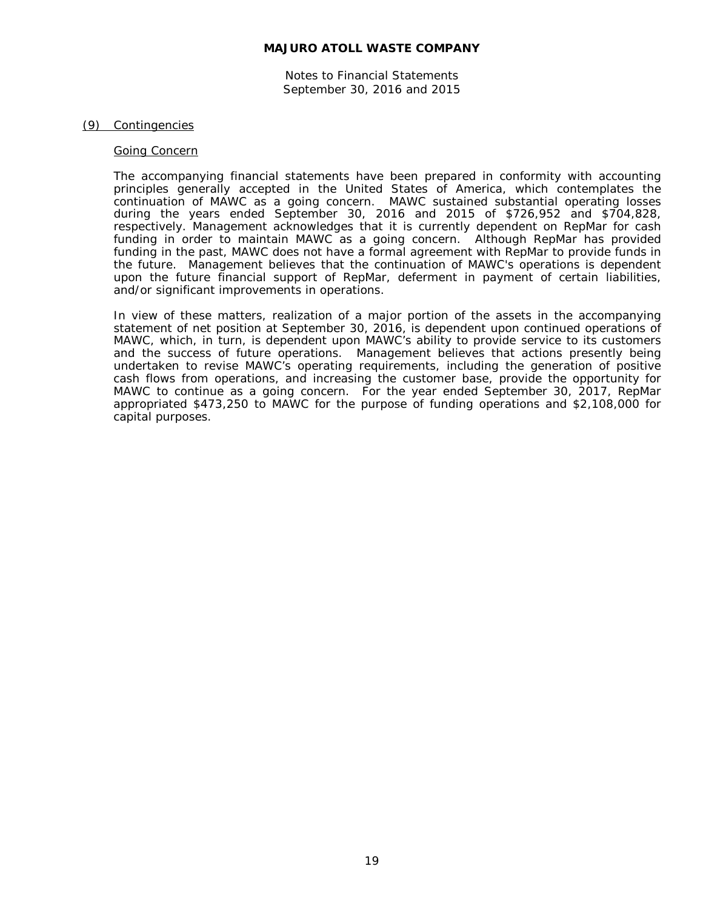## (9) Contingencies

### Going Concern

The accompanying financial statements have been prepared in conformity with accounting principles generally accepted in the United States of America, which contemplates the continuation of MAWC as a going concern. MAWC sustained substantial operating losses during the years ended September 30, 2016 and 2015 of $726,952 and $704,828, respectively. Management acknowledges that it is currently dependent on RepMar for cash funding in order to maintain MAWC as a going concern. Although RepMar has provided funding in the past, MAWC does not have a formal agreement with RepMar to provide funds in the future. Management believes that the continuation of MAWC's operations is dependent upon the future financial support of RepMar, deferment in payment of certain liabilities, and/or significant improvements in operations.

In view of these matters, realization of a major portion of the assets in the accompanying statement of net position at September 30, 2016, is dependent upon continued operations of MAWC, which, in turn, is dependent upon MAWC's ability to provide service to its customers and the success of future operations. Management believes that actions presently being undertaken to revise MAWC's operating requirements, including the generation of positive cash flows from operations, and increasing the customer base, provide the opportunity for MAWC to continue as a going concern. For the year ended September 30, 2017, RepMar appropriated $473,250 to MAWC for the purpose of funding operations and $2,108,000 for capital purposes.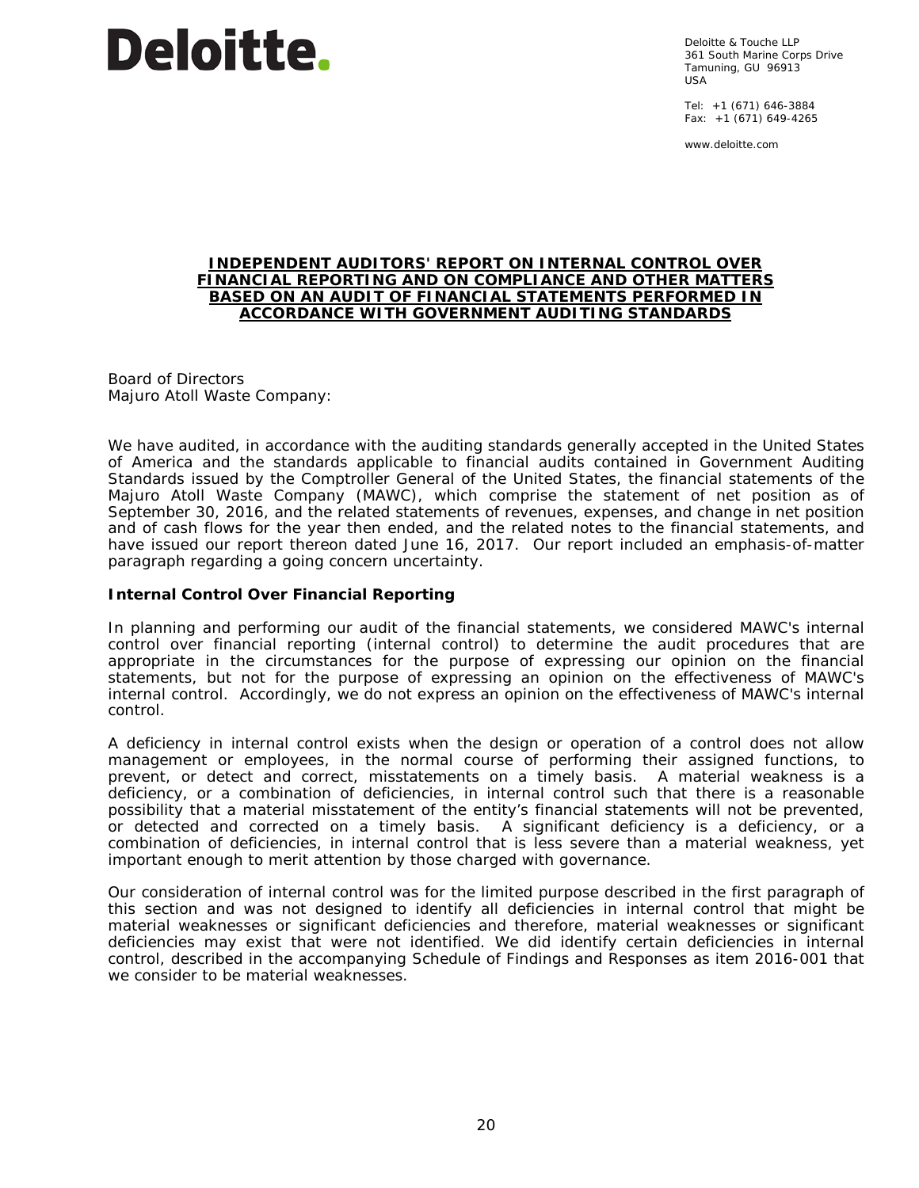**Deloitte.**

Deloitte & Touche LLP
361 South Marine Corps Drive
Tamuning, GU 96913
USA

Tel: +1 (671) 646-3884
Fax: +1 (671) 649-4265

www.deloitte.com

## INDEPENDENT AUDITORS' REPORT ON INTERNAL CONTROL OVER FINANCIAL REPORTING AND ON COMPLIANCE AND OTHER MATTERS BASED ON AN AUDIT OF FINANCIAL STATEMENTS PERFORMED IN ACCORDANCE WITH GOVERNMENT AUDITING STANDARDS

Board of Directors
Majuro Atoll Waste Company:

We have audited, in accordance with the auditing standards generally accepted in the United States of America and the standards applicable to financial audits contained in Government Auditing Standards issued by the Comptroller General of the United States, the financial statements of the Majuro Atoll Waste Company (MAWC), which comprise the statement of net position as of September 30, 2016, and the related statements of revenues, expenses, and change in net position and of cash flows for the year then ended, and the related notes to the financial statements, and have issued our report thereon dated June 16, 2017. Our report included an emphasis-of-matter paragraph regarding a going concern uncertainty.

### Internal Control Over Financial Reporting

In planning and performing our audit of the financial statements, we considered MAWC's internal control over financial reporting (internal control) to determine the audit procedures that are appropriate in the circumstances for the purpose of expressing our opinion on the financial statements, but not for the purpose of expressing an opinion on the effectiveness of MAWC's internal control. Accordingly, we do not express an opinion on the effectiveness of MAWC's internal control.

A deficiency in internal control exists when the design or operation of a control does not allow management or employees, in the normal course of performing their assigned functions, to prevent, or detect and correct, misstatements on a timely basis. A material weakness is a deficiency, or a combination of deficiencies, in internal control such that there is a reasonable possibility that a material misstatement of the entity's financial statements will not be prevented, or detected and corrected on a timely basis. A significant deficiency is a deficiency, or a combination of deficiencies, in internal control that is less severe than a material weakness, yet important enough to merit attention by those charged with governance.

Our consideration of internal control was for the limited purpose described in the first paragraph of this section and was not designed to identify all deficiencies in internal control that might be material weaknesses or significant deficiencies and therefore, material weaknesses or significant deficiencies may exist that were not identified. We did identify certain deficiencies in internal control, described in the accompanying Schedule of Findings and Responses as item 2016-001 that we consider to be material weaknesses.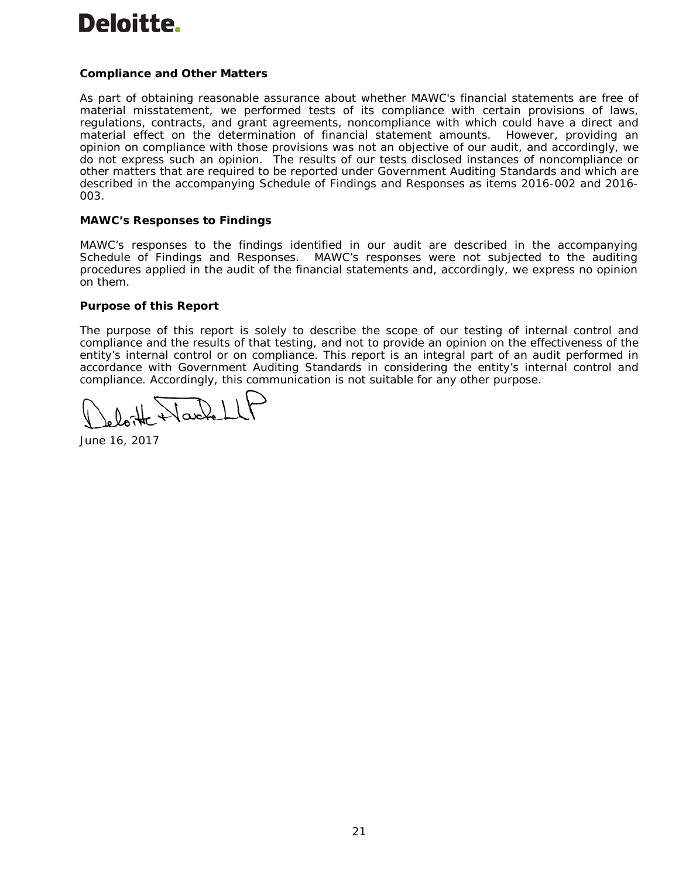**Deloitte.**

### Compliance and Other Matters

As part of obtaining reasonable assurance about whether MAWC's financial statements are free of material misstatement, we performed tests of its compliance with certain provisions of laws, regulations, contracts, and grant agreements, noncompliance with which could have a direct and material effect on the determination of financial statement amounts. However, providing an opinion on compliance with those provisions was not an objective of our audit, and accordingly, we do not express such an opinion. The results of our tests disclosed instances of noncompliance or other matters that are required to be reported under Government Auditing Standards and which are described in the accompanying Schedule of Findings and Responses as items 2016-002 and 2016-003.

### MAWC's Responses to Findings

MAWC's responses to the findings identified in our audit are described in the accompanying Schedule of Findings and Responses. MAWC's responses were not subjected to the auditing procedures applied in the audit of the financial statements and, accordingly, we express no opinion on them.

### Purpose of this Report

The purpose of this report is solely to describe the scope of our testing of internal control and compliance and the results of that testing, and not to provide an opinion on the effectiveness of the entity's internal control or on compliance. This report is an integral part of an audit performed in accordance with Government Auditing Standards in considering the entity's internal control and compliance. Accordingly, this communication is not suitable for any other purpose.

Deloitte & Touche LLP

June 16, 2017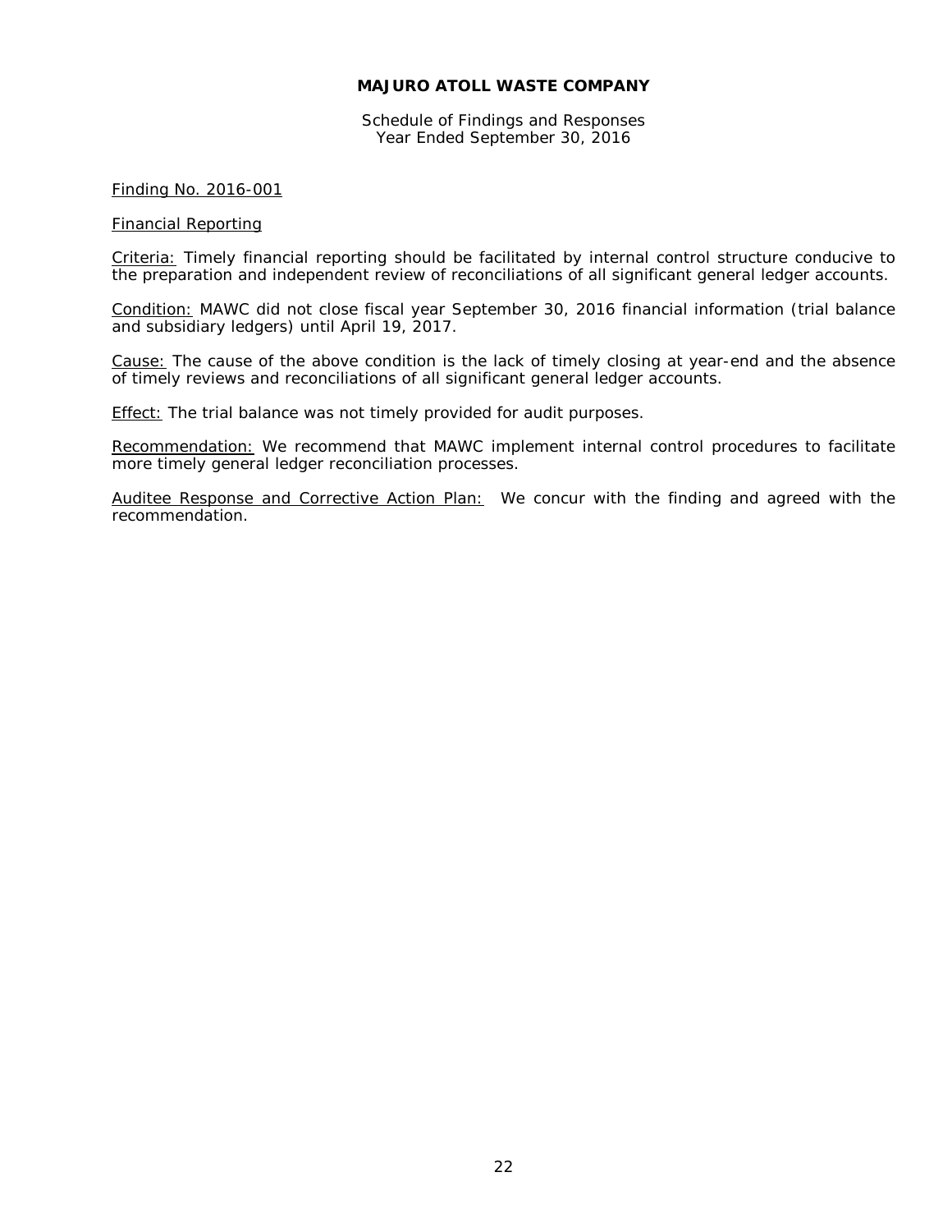**MAJURO ATOLL WASTE COMPANY**

Schedule of Findings and Responses
Year Ended September 30, 2016

Finding No. 2016-001

Financial Reporting

Criteria: Timely financial reporting should be facilitated by internal control structure conducive to the preparation and independent review of reconciliations of all significant general ledger accounts.

Condition: MAWC did not close fiscal year September 30, 2016 financial information (trial balance and subsidiary ledgers) until April 19, 2017.

Cause: The cause of the above condition is the lack of timely closing at year-end and the absence of timely reviews and reconciliations of all significant general ledger accounts.

Effect: The trial balance was not timely provided for audit purposes.

Recommendation: We recommend that MAWC implement internal control procedures to facilitate more timely general ledger reconciliation processes.

Auditee Response and Corrective Action Plan: We concur with the finding and agreed with the recommendation.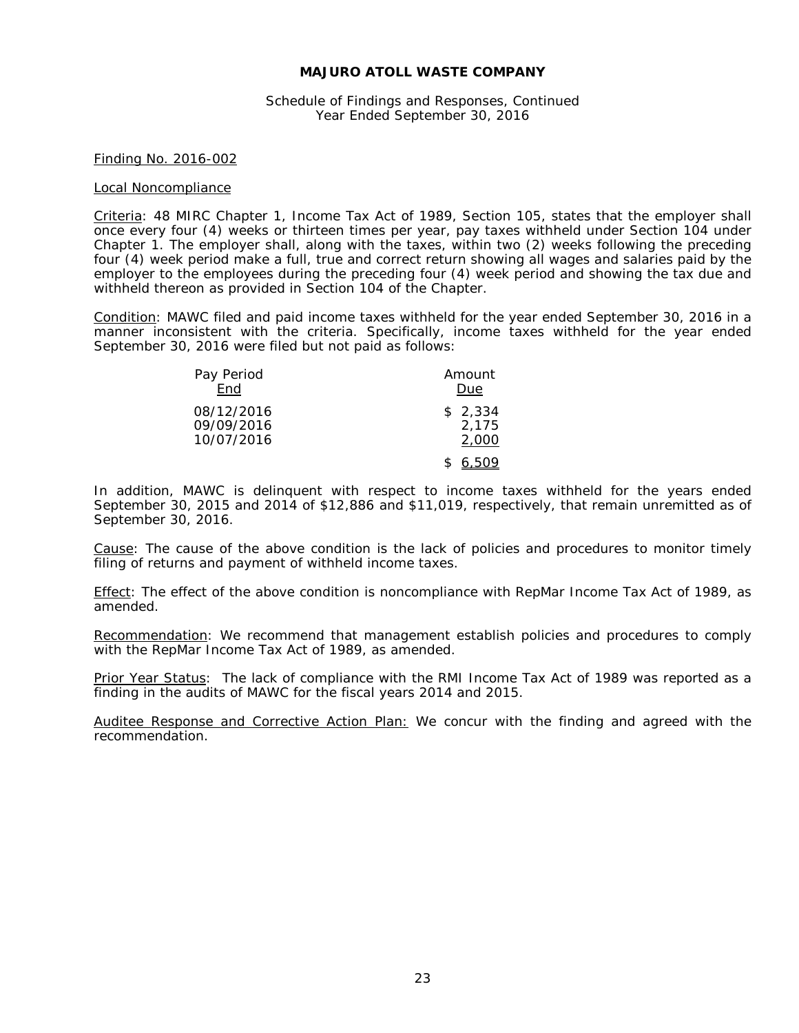**MAJURO ATOLL WASTE COMPANY**

Schedule of Findings and Responses, Continued
Year Ended September 30, 2016

Finding No. 2016-002

Local Noncompliance

Criteria: 48 MIRC Chapter 1, Income Tax Act of 1989, Section 105, states that the employer shall once every four (4) weeks or thirteen times per year, pay taxes withheld under Section 104 under Chapter 1. The employer shall, along with the taxes, within two (2) weeks following the preceding four (4) week period make a full, true and correct return showing all wages and salaries paid by the employer to the employees during the preceding four (4) week period and showing the tax due and withheld thereon as provided in Section 104 of the Chapter.

Condition: MAWC filed and paid income taxes withheld for the year ended September 30, 2016 in a manner inconsistent with the criteria. Specifically, income taxes withheld for the year ended September 30, 2016 were filed but not paid as follows:

| Pay Period End | Amount Due |
|---|---|
| 08/12/2016 | $ 2,334 |
| 09/09/2016 | 2,175 |
| 10/07/2016 | 2,000 |
| | $ 6,509 |

In addition, MAWC is delinquent with respect to income taxes withheld for the years ended September 30, 2015 and 2014 of $12,886 and $11,019, respectively, that remain unremitted as of September 30, 2016.

Cause: The cause of the above condition is the lack of policies and procedures to monitor timely filing of returns and payment of withheld income taxes.

Effect: The effect of the above condition is noncompliance with RepMar Income Tax Act of 1989, as amended.

Recommendation: We recommend that management establish policies and procedures to comply with the RepMar Income Tax Act of 1989, as amended.

Prior Year Status: The lack of compliance with the RMI Income Tax Act of 1989 was reported as a finding in the audits of MAWC for the fiscal years 2014 and 2015.

Auditee Response and Corrective Action Plan: We concur with the finding and agreed with the recommendation.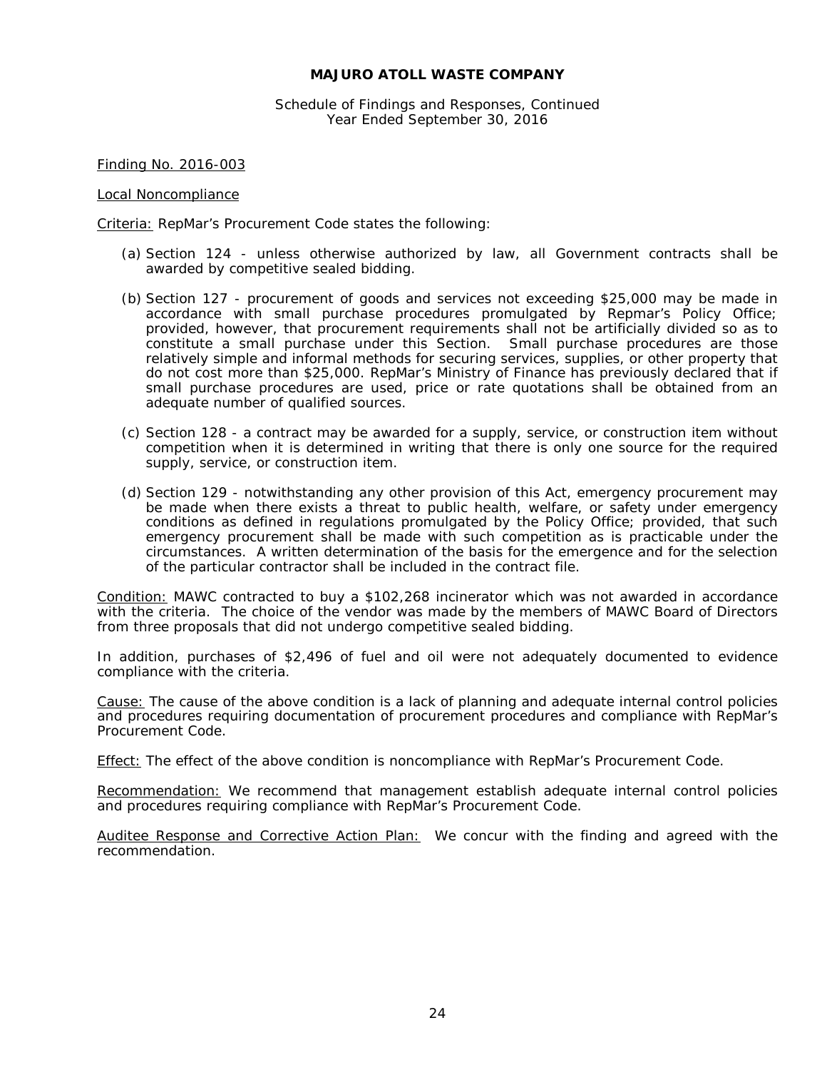# MAJURO ATOLL WASTE COMPANY

Schedule of Findings and Responses, Continued
Year Ended September 30, 2016

Finding No. 2016-003

Local Noncompliance

Criteria: RepMar's Procurement Code states the following:

(a) Section 124 - unless otherwise authorized by law, all Government contracts shall be awarded by competitive sealed bidding.

(b) Section 127 - procurement of goods and services not exceeding $25,000 may be made in accordance with small purchase procedures promulgated by Repmar's Policy Office; provided, however, that procurement requirements shall not be artificially divided so as to constitute a small purchase under this Section. Small purchase procedures are those relatively simple and informal methods for securing services, supplies, or other property that do not cost more than $25,000. RepMar's Ministry of Finance has previously declared that if small purchase procedures are used, price or rate quotations shall be obtained from an adequate number of qualified sources.

(c) Section 128 - a contract may be awarded for a supply, service, or construction item without competition when it is determined in writing that there is only one source for the required supply, service, or construction item.

(d) Section 129 - notwithstanding any other provision of this Act, emergency procurement may be made when there exists a threat to public health, welfare, or safety under emergency conditions as defined in regulations promulgated by the Policy Office; provided, that such emergency procurement shall be made with such competition as is practicable under the circumstances. A written determination of the basis for the emergence and for the selection of the particular contractor shall be included in the contract file.

Condition: MAWC contracted to buy a $102,268 incinerator which was not awarded in accordance with the criteria. The choice of the vendor was made by the members of MAWC Board of Directors from three proposals that did not undergo competitive sealed bidding.

In addition, purchases of $2,496 of fuel and oil were not adequately documented to evidence compliance with the criteria.

Cause: The cause of the above condition is a lack of planning and adequate internal control policies and procedures requiring documentation of procurement procedures and compliance with RepMar's Procurement Code.

Effect: The effect of the above condition is noncompliance with RepMar's Procurement Code.

Recommendation: We recommend that management establish adequate internal control policies and procedures requiring compliance with RepMar's Procurement Code.

Auditee Response and Corrective Action Plan: We concur with the finding and agreed with the recommendation.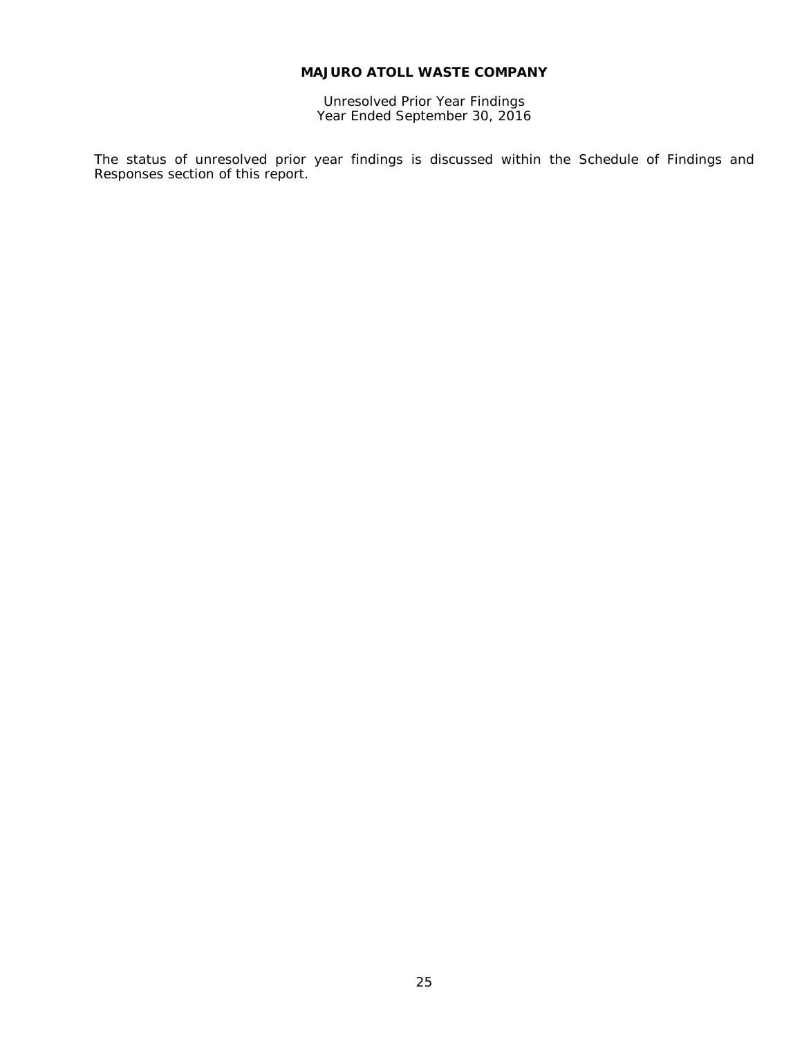# MAJURO ATOLL WASTE COMPANY

Unresolved Prior Year Findings
Year Ended September 30, 2016

The status of unresolved prior year findings is discussed within the Schedule of Findings and Responses section of this report.